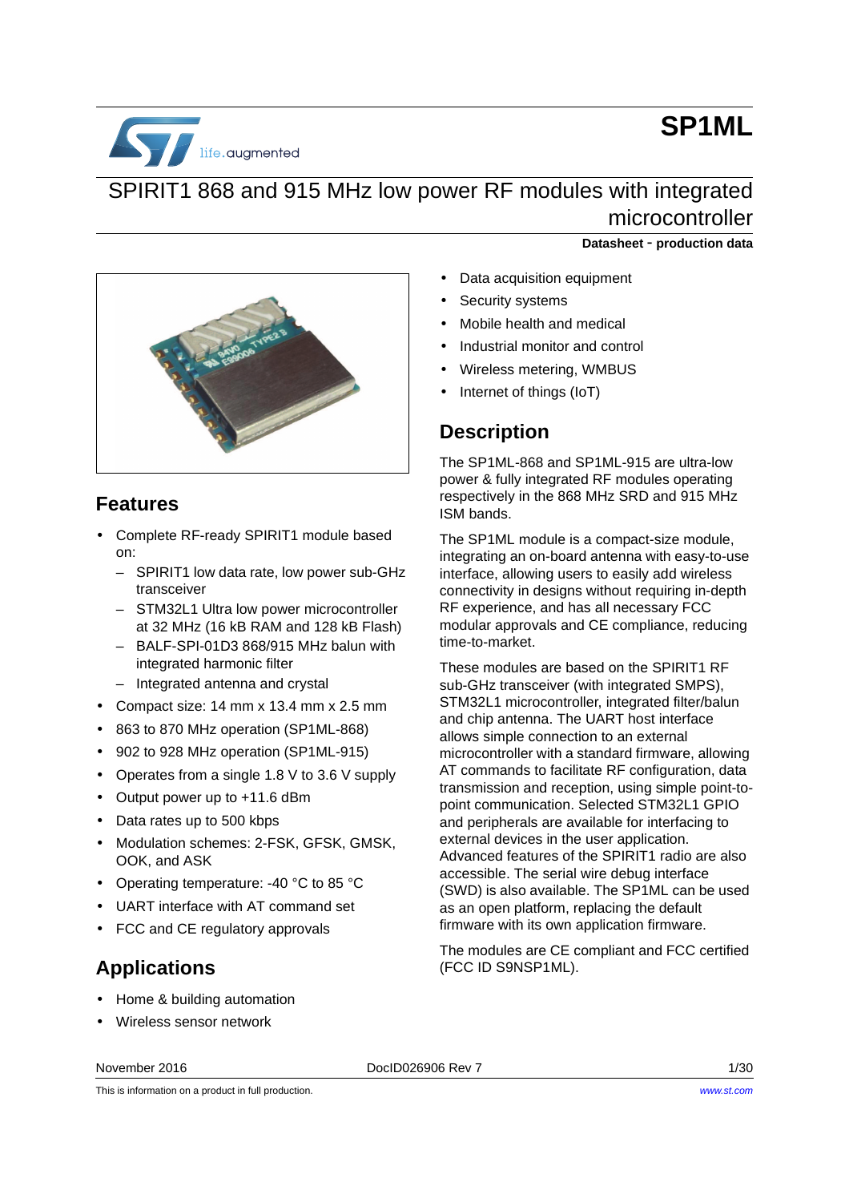# SP1ML

## SPIRIT1 868 and 915 MHz low power RF modules with integrated microcontroller

**Datasheet - production data**

## Features

- Complete RF-ready SPIRIT1 module based on:
  - SPIRIT1 low data rate, low power sub-GHz transceiver
  - STM32L1 Ultra low power microcontroller at 32 MHz (16 kB RAM and 128 kB Flash)
  - BALF-SPI-01D3 868/915 MHz balun with integrated harmonic filter
  - Integrated antenna and crystal
- Compact size: 14 mm x 13.4 mm x 2.5 mm
- 863 to 870 MHz operation (SP1ML-868)
- 902 to 928 MHz operation (SP1ML-915)
- Operates from a single 1.8 V to 3.6 V supply
- Output power up to +11.6 dBm
- Data rates up to 500 kbps
- Modulation schemes: 2-FSK, GFSK, GMSK, OOK, and ASK
- Operating temperature: -40 °C to 85 °C
- UART interface with AT command set
- FCC and CE regulatory approvals

## Applications

- Home & building automation
- Wireless sensor network
- Data acquisition equipment
- Security systems
- Mobile health and medical
- Industrial monitor and control
- Wireless metering, WMBUS
- Internet of things (IoT)

## Description

The SP1ML-868 and SP1ML-915 are ultra-low power & fully integrated RF modules operating respectively in the 868 MHz SRD and 915 MHz ISM bands.

The SP1ML module is a compact-size module, integrating an on-board antenna with easy-to-use interface, allowing users to easily add wireless connectivity in designs without requiring in-depth RF experience, and has all necessary FCC modular approvals and CE compliance, reducing time-to-market.

These modules are based on the SPIRIT1 RF sub-GHz transceiver (with integrated SMPS), STM32L1 microcontroller, integrated filter/balun and chip antenna. The UART host interface allows simple connection to an external microcontroller with a standard firmware, allowing AT commands to facilitate RF configuration, data transmission and reception, using simple point-to-point communication. Selected STM32L1 GPIO and peripherals are available for interfacing to external devices in the user application. Advanced features of the SPIRIT1 radio are also accessible. The serial wire debug interface (SWD) is also available. The SP1ML can be used as an open platform, replacing the default firmware with its own application firmware.

The modules are CE compliant and FCC certified (FCC ID S9NSP1ML).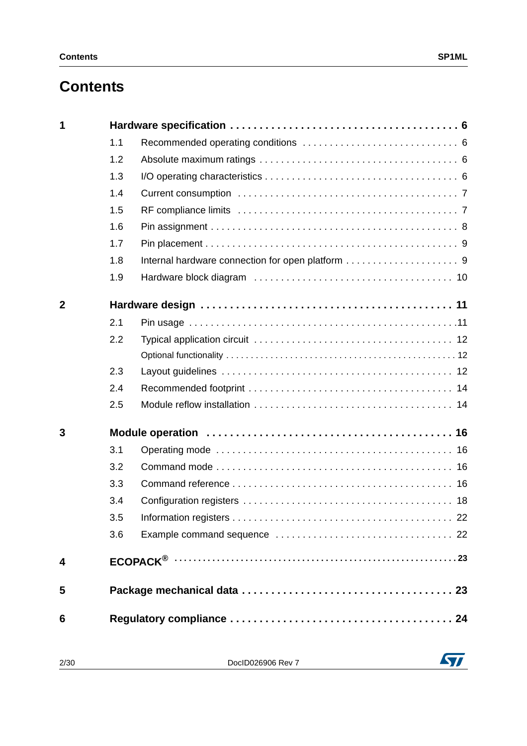# Contents

**1 Hardware specification . . . . . . . . . . . . . . . . . . . . . . . . . . . . . . . . . . . . . . 6**

- 1.1 Recommended operating conditions . . . . . . . . . . . . . . . . . . . . . . . . . . . . 6
- 1.2 Absolute maximum ratings . . . . . . . . . . . . . . . . . . . . . . . . . . . . . . . . . . 6
- 1.3 I/O operating characteristics . . . . . . . . . . . . . . . . . . . . . . . . . . . . . . . . . 6
- 1.4 Current consumption . . . . . . . . . . . . . . . . . . . . . . . . . . . . . . . . . . . . . . 7
- 1.5 RF compliance limits . . . . . . . . . . . . . . . . . . . . . . . . . . . . . . . . . . . . . . 7
- 1.6 Pin assignment . . . . . . . . . . . . . . . . . . . . . . . . . . . . . . . . . . . . . . . . . . 8
- 1.7 Pin placement . . . . . . . . . . . . . . . . . . . . . . . . . . . . . . . . . . . . . . . . . . . 9
- 1.8 Internal hardware connection for open platform . . . . . . . . . . . . . . . . . . . . . 9
- 1.9 Hardware block diagram . . . . . . . . . . . . . . . . . . . . . . . . . . . . . . . . . . . 10

**2 Hardware design . . . . . . . . . . . . . . . . . . . . . . . . . . . . . . . . . . . . . . . . . 11**

- 2.1 Pin usage . . . . . . . . . . . . . . . . . . . . . . . . . . . . . . . . . . . . . . . . . . . . . . 11
- 2.2 Typical application circuit . . . . . . . . . . . . . . . . . . . . . . . . . . . . . . . . . . . 12
  - Optional functionality . . . . . . . . . . . . . . . . . . . . . . . . . . . . . . . . . . . . . . 12
- 2.3 Layout guidelines . . . . . . . . . . . . . . . . . . . . . . . . . . . . . . . . . . . . . . . . . 12
- 2.4 Recommended footprint . . . . . . . . . . . . . . . . . . . . . . . . . . . . . . . . . . . . 14
- 2.5 Module reflow installation . . . . . . . . . . . . . . . . . . . . . . . . . . . . . . . . . . . 14

**3 Module operation . . . . . . . . . . . . . . . . . . . . . . . . . . . . . . . . . . . . . . . . 16**

- 3.1 Operating mode . . . . . . . . . . . . . . . . . . . . . . . . . . . . . . . . . . . . . . . . . . 16
- 3.2 Command mode . . . . . . . . . . . . . . . . . . . . . . . . . . . . . . . . . . . . . . . . . . 16
- 3.3 Command reference . . . . . . . . . . . . . . . . . . . . . . . . . . . . . . . . . . . . . . . 16
- 3.4 Configuration registers . . . . . . . . . . . . . . . . . . . . . . . . . . . . . . . . . . . . . 18
- 3.5 Information registers . . . . . . . . . . . . . . . . . . . . . . . . . . . . . . . . . . . . . . . 22
- 3.6 Example command sequence . . . . . . . . . . . . . . . . . . . . . . . . . . . . . . . . 22

**4 ECOPACK® . . . . . . . . . . . . . . . . . . . . . . . . . . . . . . . . . . . . . . . . . . . . . 23**

**5 Package mechanical data . . . . . . . . . . . . . . . . . . . . . . . . . . . . . . . . . . . 23**

**6 Regulatory compliance . . . . . . . . . . . . . . . . . . . . . . . . . . . . . . . . . . . . . 24**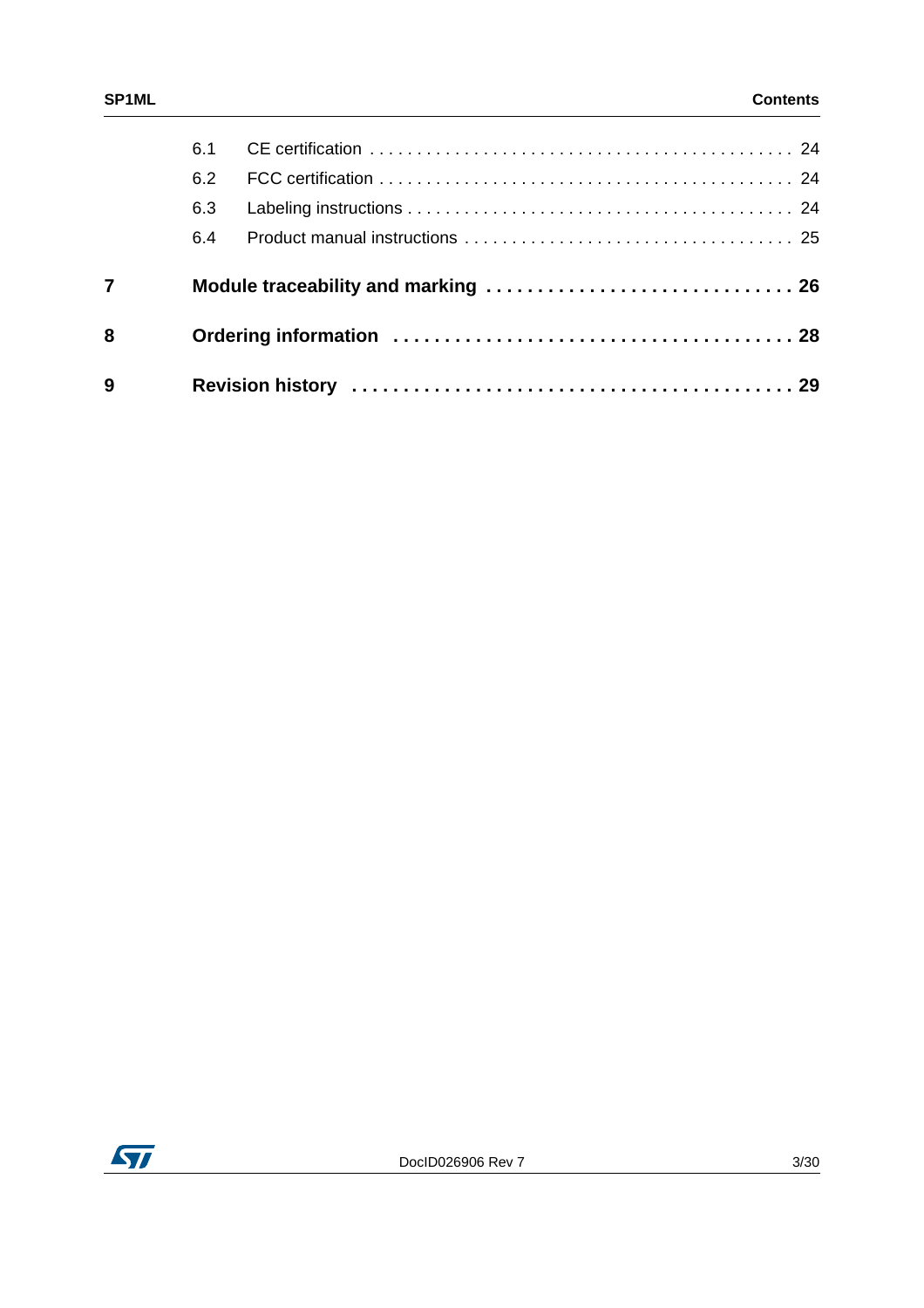6.1 CE certification . . . . . . . . . . . . . . . . . . . . . . . . . . . . . . . . . . . . . . . . . . . . . 24

6.2 FCC certification . . . . . . . . . . . . . . . . . . . . . . . . . . . . . . . . . . . . . . . . . . . . 24

6.3 Labeling instructions . . . . . . . . . . . . . . . . . . . . . . . . . . . . . . . . . . . . . . . . . 24

6.4 Product manual instructions . . . . . . . . . . . . . . . . . . . . . . . . . . . . . . . . . . . 25

**7 Module traceability and marking . . . . . . . . . . . . . . . . . . . . . . . . . . . . . 26**

**8 Ordering information . . . . . . . . . . . . . . . . . . . . . . . . . . . . . . . . . . . . . . 28**

**9 Revision history . . . . . . . . . . . . . . . . . . . . . . . . . . . . . . . . . . . . . . . . . . 29**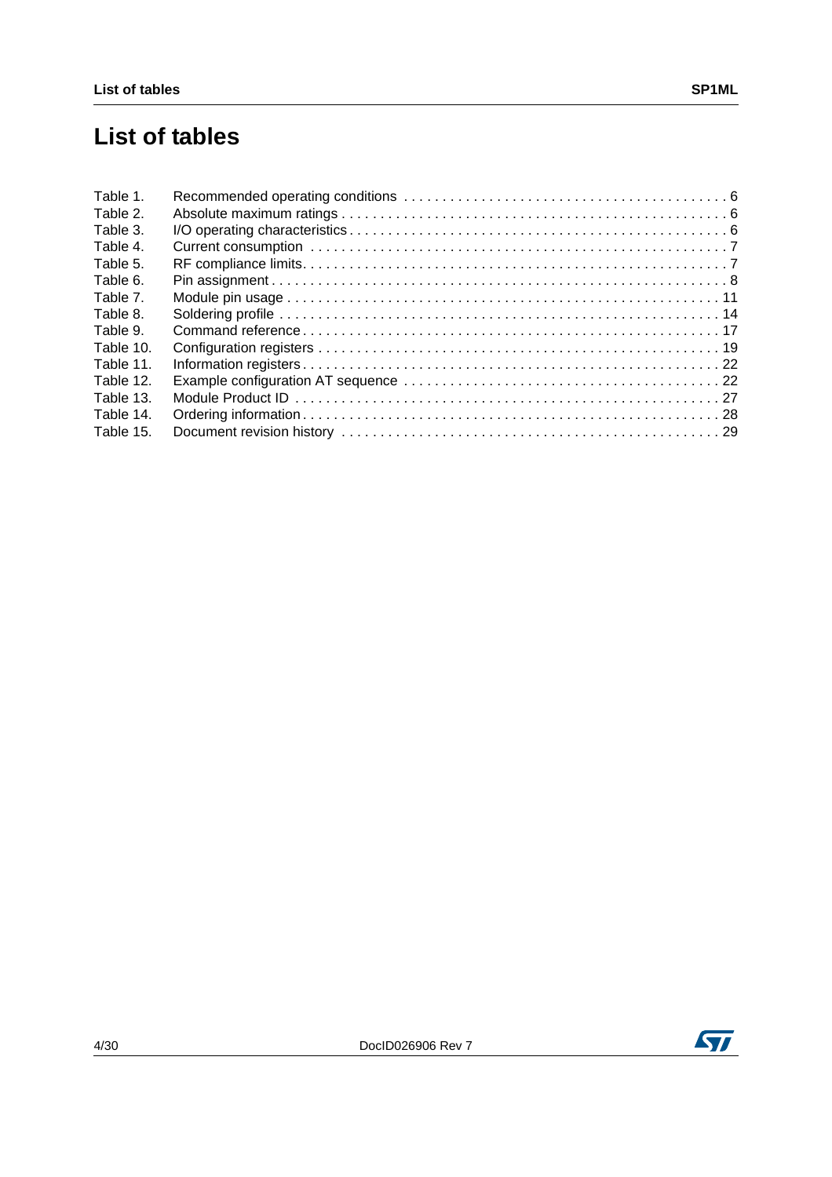# List of tables

Table 1. Recommended operating conditions . . . . . . . . . . . . . . . . . . . . . . . . . . . . . . . . . . . . . . . . . 6
Table 2. Absolute maximum ratings . . . . . . . . . . . . . . . . . . . . . . . . . . . . . . . . . . . . . . . . . . . . . . . . 6
Table 3. I/O operating characteristics . . . . . . . . . . . . . . . . . . . . . . . . . . . . . . . . . . . . . . . . . . . . . . 6
Table 4. Current consumption . . . . . . . . . . . . . . . . . . . . . . . . . . . . . . . . . . . . . . . . . . . . . . . . . . . 7
Table 5. RF compliance limits. . . . . . . . . . . . . . . . . . . . . . . . . . . . . . . . . . . . . . . . . . . . . . . . . . . . 7
Table 6. Pin assignment . . . . . . . . . . . . . . . . . . . . . . . . . . . . . . . . . . . . . . . . . . . . . . . . . . . . . . . 8
Table 7. Module pin usage . . . . . . . . . . . . . . . . . . . . . . . . . . . . . . . . . . . . . . . . . . . . . . . . . . . . . 11
Table 8. Soldering profile . . . . . . . . . . . . . . . . . . . . . . . . . . . . . . . . . . . . . . . . . . . . . . . . . . . . . . 14
Table 9. Command reference . . . . . . . . . . . . . . . . . . . . . . . . . . . . . . . . . . . . . . . . . . . . . . . . . . . 17
Table 10. Configuration registers . . . . . . . . . . . . . . . . . . . . . . . . . . . . . . . . . . . . . . . . . . . . . . . . . 19
Table 11. Information registers . . . . . . . . . . . . . . . . . . . . . . . . . . . . . . . . . . . . . . . . . . . . . . . . . . 22
Table 12. Example configuration AT sequence . . . . . . . . . . . . . . . . . . . . . . . . . . . . . . . . . . . . . . . 22
Table 13. Module Product ID . . . . . . . . . . . . . . . . . . . . . . . . . . . . . . . . . . . . . . . . . . . . . . . . . . . . 27
Table 14. Ordering information . . . . . . . . . . . . . . . . . . . . . . . . . . . . . . . . . . . . . . . . . . . . . . . . . . 28
Table 15. Document revision history . . . . . . . . . . . . . . . . . . . . . . . . . . . . . . . . . . . . . . . . . . . . . . 29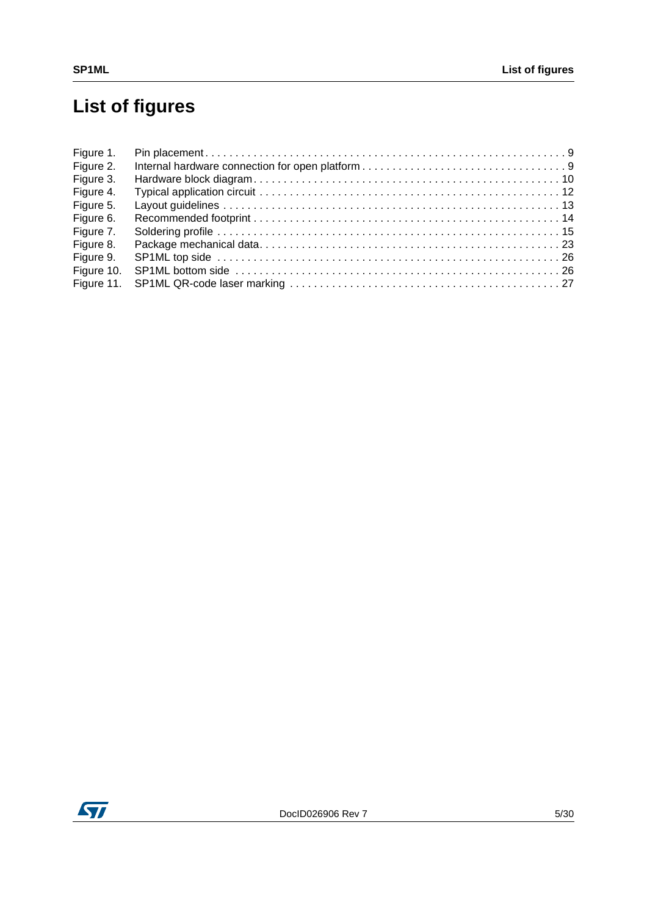# List of figures

| | | |
|---|---|---|
| Figure 1. | Pin placement | 9 |
| Figure 2. | Internal hardware connection for open platform | 9 |
| Figure 3. | Hardware block diagram | 10 |
| Figure 4. | Typical application circuit | 12 |
| Figure 5. | Layout guidelines | 13 |
| Figure 6. | Recommended footprint | 14 |
| Figure 7. | Soldering profile | 15 |
| Figure 8. | Package mechanical data | 23 |
| Figure 9. | SP1ML top side | 26 |
| Figure 10. | SP1ML bottom side | 26 |
| Figure 11. | SP1ML QR-code laser marking | 27 |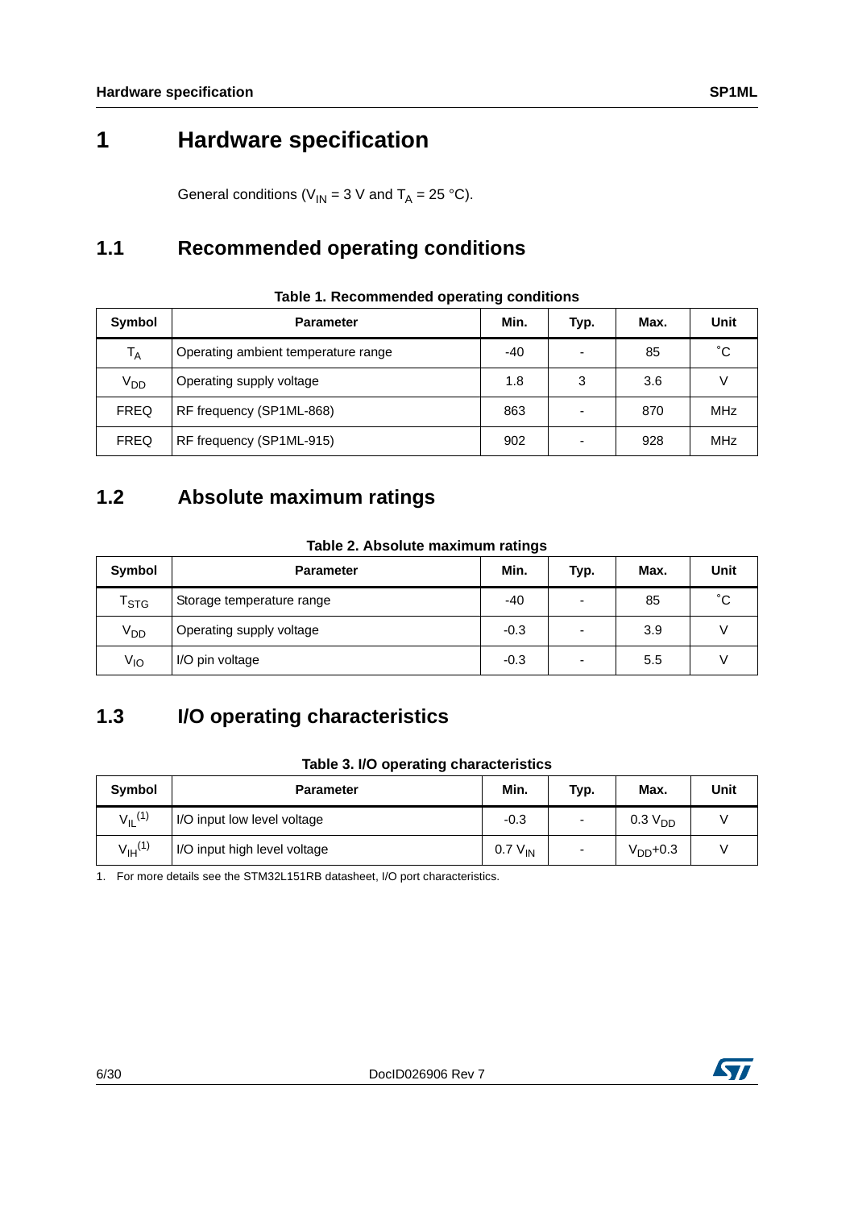# 1 Hardware specification

General conditions ($V_{IN}$ = 3 V and $T_A$ = 25 °C).

## 1.1 Recommended operating conditions

**Table 1. Recommended operating conditions**

| Symbol | Parameter | Min. | Typ. | Max. | Unit |
|---|---|---|---|---|---|
| $T_A$ | Operating ambient temperature range | -40 | - | 85 | ˚C |
| $V_{DD}$ | Operating supply voltage | 1.8 | 3 | 3.6 | V |
| FREQ | RF frequency (SP1ML-868) | 863 | - | 870 | MHz |
| FREQ | RF frequency (SP1ML-915) | 902 | - | 928 | MHz |

## 1.2 Absolute maximum ratings

**Table 2. Absolute maximum ratings**

| Symbol | Parameter | Min. | Typ. | Max. | Unit |
|---|---|---|---|---|---|
| $T_{STG}$ | Storage temperature range | -40 | - | 85 | ˚C |
| $V_{DD}$ | Operating supply voltage | -0.3 | - | 3.9 | V |
| $V_{IO}$ | I/O pin voltage | -0.3 | - | 5.5 | V |

## 1.3 I/O operating characteristics

**Table 3. I/O operating characteristics**

| Symbol | Parameter | Min. | Typ. | Max. | Unit |
|---|---|---|---|---|---|
| $V_{IL}$[1] | I/O input low level voltage | -0.3 | - | 0.3 $V_{DD}$ | V |
| $V_{IH}$[1] | I/O input high level voltage | 0.7 $V_{IN}$ | - | $V_{DD}$+0.3 | V |

1. For more details see the STM32L151RB datasheet, I/O port characteristics.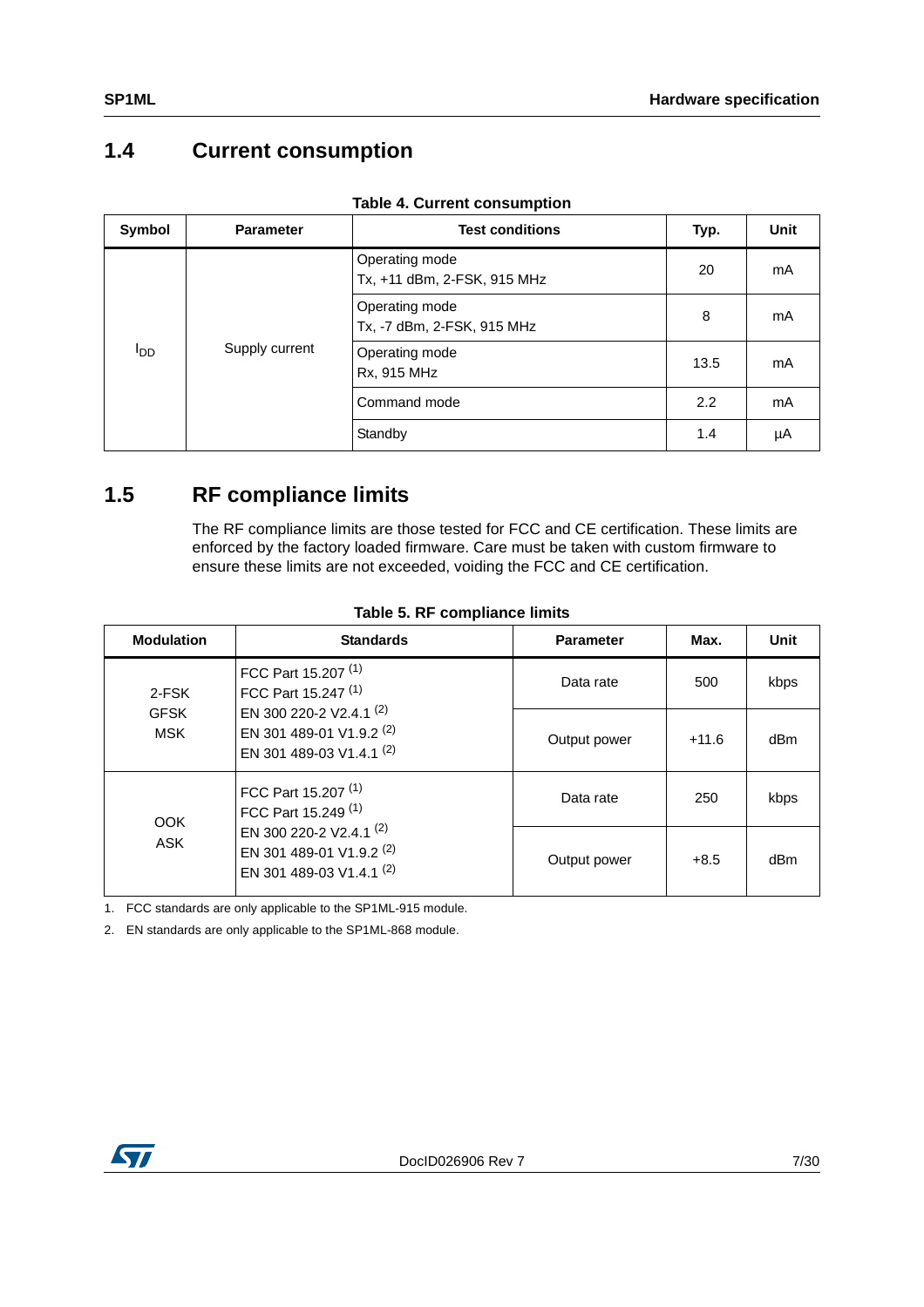## 1.4 Current consumption

**Table 4. Current consumption**

| Symbol | Parameter | Test conditions | Typ. | Unit |
|---|---|---|---|---|
| $I_{DD}$ | Supply current | Operating mode<br>Tx, +11 dBm, 2-FSK, 915 MHz | 20 | mA |
| | | Operating mode<br>Tx, -7 dBm, 2-FSK, 915 MHz | 8 | mA |
| | | Operating mode<br>Rx, 915 MHz | 13.5 | mA |
| | | Command mode | 2.2 | mA |
| | | Standby | 1.4 | µA |

## 1.5 RF compliance limits

The RF compliance limits are those tested for FCC and CE certification. These limits are enforced by the factory loaded firmware. Care must be taken with custom firmware to ensure these limits are not exceeded, voiding the FCC and CE certification.

**Table 5. RF compliance limits**

| Modulation | Standards | Parameter | Max. | Unit |
|---|---|---|---|---|
| 2-FSK<br>GFSK<br>MSK | FCC Part 15.207 [1]<br>FCC Part 15.247 [1]<br>EN 300 220-2 V2.4.1 [2]<br>EN 301 489-01 V1.9.2 [2]<br>EN 301 489-03 V1.4.1 [2] | Data rate | 500 | kbps |
| | | Output power | +11.6 | dBm |
| OOK<br>ASK | FCC Part 15.207 [1]<br>FCC Part 15.249 [1]<br>EN 300 220-2 V2.4.1 [2]<br>EN 301 489-01 V1.9.2 [2]<br>EN 301 489-03 V1.4.1 [2] | Data rate | 250 | kbps |
| | | Output power | +8.5 | dBm |

1. FCC standards are only applicable to the SP1ML-915 module.
2. EN standards are only applicable to the SP1ML-868 module.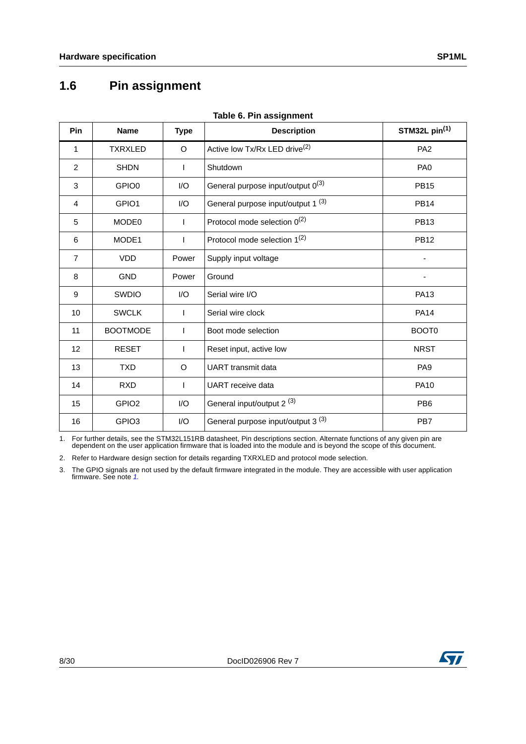## 1.6 Pin assignment

**Table 6. Pin assignment**

| Pin | Name | Type | Description | STM32L pin[(1)] |
|---|---|---|---|---|
| 1 | TXRXLED | O | Active low Tx/Rx LED drive[(2)] | PA2 |
| 2 | SHDN | I | Shutdown | PA0 |
| 3 | GPIO0 | I/O | General purpose input/output 0[(3)] | PB15 |
| 4 | GPIO1 | I/O | General purpose input/output 1 [(3)] | PB14 |
| 5 | MODE0 | I | Protocol mode selection 0[(2)] | PB13 |
| 6 | MODE1 | I | Protocol mode selection 1[(2)] | PB12 |
| 7 | VDD | Power | Supply input voltage | - |
| 8 | GND | Power | Ground | - |
| 9 | SWDIO | I/O | Serial wire I/O | PA13 |
| 10 | SWCLK | I | Serial wire clock | PA14 |
| 11 | BOOTMODE | I | Boot mode selection | BOOT0 |
| 12 | RESET | I | Reset input, active low | NRST |
| 13 | TXD | O | UART transmit data | PA9 |
| 14 | RXD | I | UART receive data | PA10 |
| 15 | GPIO2 | I/O | General input/output 2 [(3)] | PB6 |
| 16 | GPIO3 | I/O | General purpose input/output 3 [(3)] | PB7 |

1. For further details, see the STM32L151RB datasheet, Pin descriptions section. Alternate functions of any given pin are dependent on the user application firmware that is loaded into the module and is beyond the scope of this document.
2. Refer to Hardware design section for details regarding TXRXLED and protocol mode selection.
3. The GPIO signals are not used by the default firmware integrated in the module. They are accessible with user application firmware. See note *1.*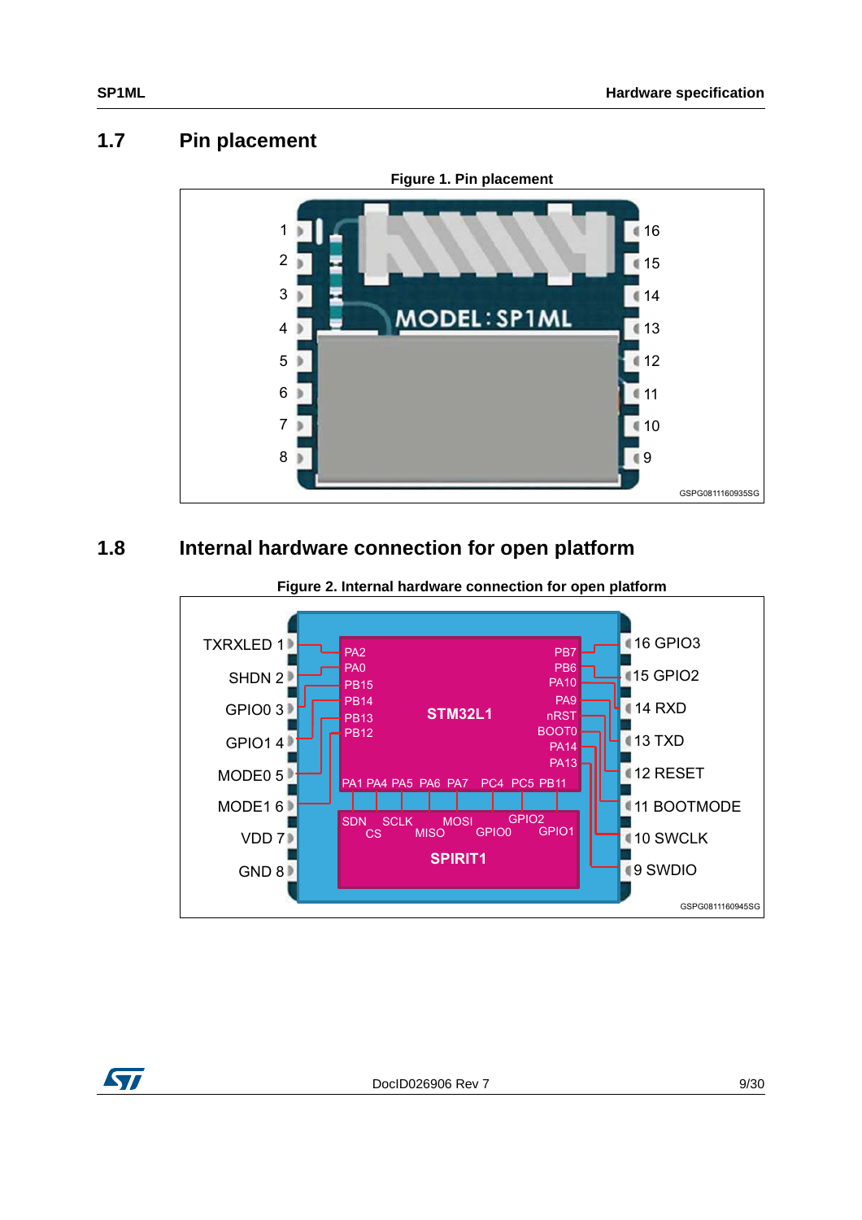## 1.7 Pin placement

**Figure 1. Pin placement**

## 1.8 Internal hardware connection for open platform

**Figure 2. Internal hardware connection for open platform**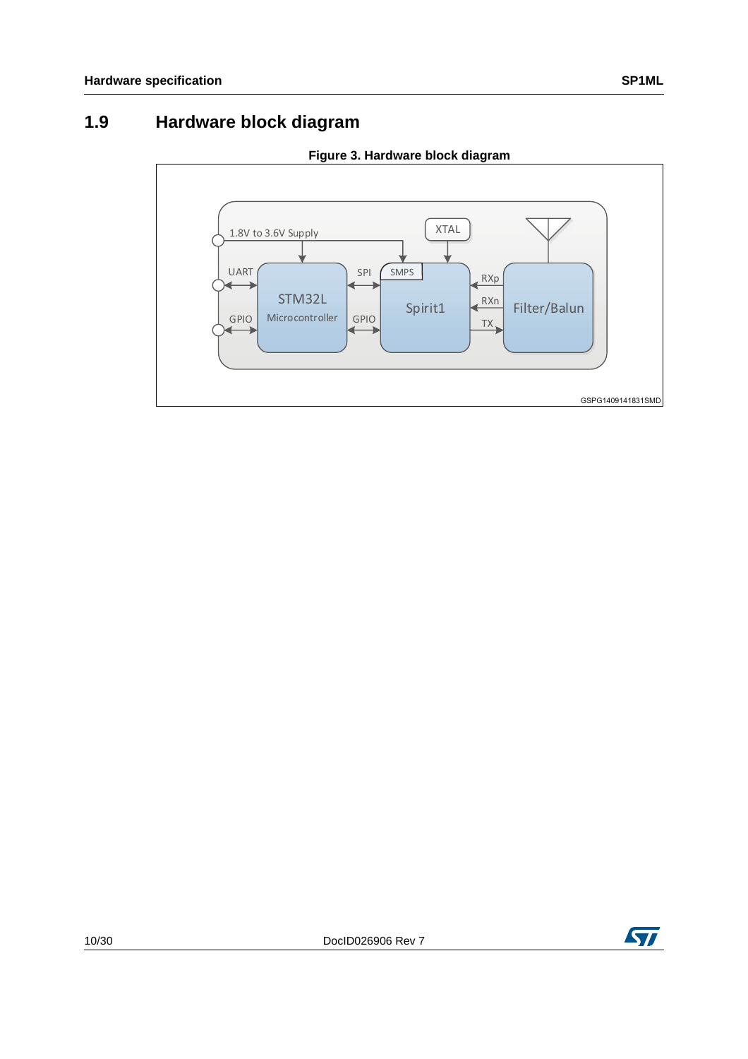## 1.9 Hardware block diagram

**Figure 3. Hardware block diagram**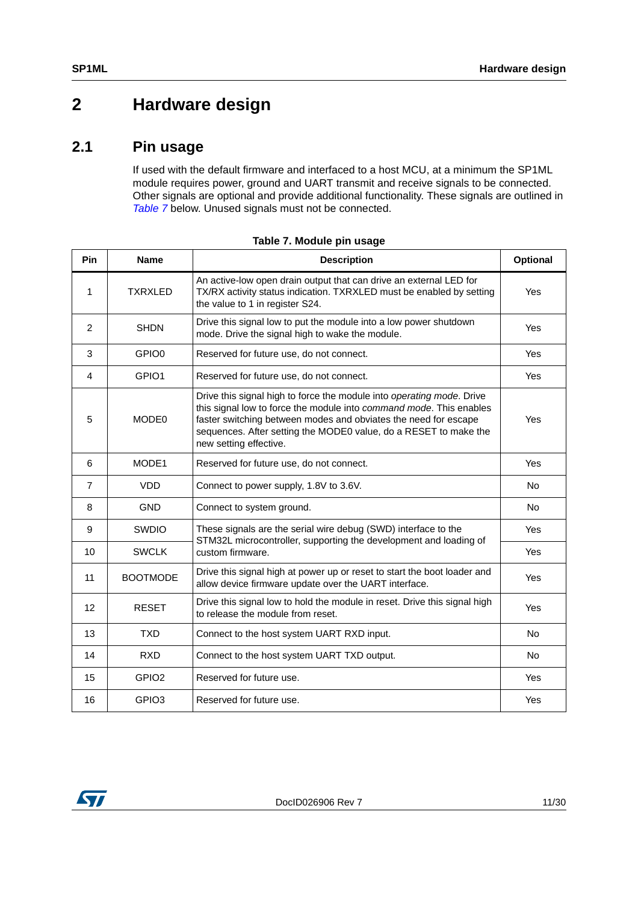# 2 Hardware design

## 2.1 Pin usage

If used with the default firmware and interfaced to a host MCU, at a minimum the SP1ML module requires power, ground and UART transmit and receive signals to be connected. Other signals are optional and provide additional functionality. These signals are outlined in *Table 7* below. Unused signals must not be connected.

**Table 7. Module pin usage**

| Pin | Name | Description | Optional |
|---|---|---|---|
| 1 | TXRXLED | An active-low open drain output that can drive an external LED for TX/RX activity status indication. TXRXLED must be enabled by setting the value to 1 in register S24. | Yes |
| 2 | SHDN | Drive this signal low to put the module into a low power shutdown mode. Drive the signal high to wake the module. | Yes |
| 3 | GPIO0 | Reserved for future use, do not connect. | Yes |
| 4 | GPIO1 | Reserved for future use, do not connect. | Yes |
| 5 | MODE0 | Drive this signal high to force the module into *operating mode*. Drive this signal low to force the module into *command mode*. This enables faster switching between modes and obviates the need for escape sequences. After setting the MODE0 value, do a RESET to make the new setting effective. | Yes |
| 6 | MODE1 | Reserved for future use, do not connect. | Yes |
| 7 | VDD | Connect to power supply, 1.8V to 3.6V. | No |
| 8 | GND | Connect to system ground. | No |
| 9 | SWDIO | These signals are the serial wire debug (SWD) interface to the STM32L microcontroller, supporting the development and loading of custom firmware. | Yes |
| 10 | SWCLK | | Yes |
| 11 | BOOTMODE | Drive this signal high at power up or reset to start the boot loader and allow device firmware update over the UART interface. | Yes |
| 12 | RESET | Drive this signal low to hold the module in reset. Drive this signal high to release the module from reset. | Yes |
| 13 | TXD | Connect to the host system UART RXD input. | No |
| 14 | RXD | Connect to the host system UART TXD output. | No |
| 15 | GPIO2 | Reserved for future use. | Yes |
| 16 | GPIO3 | Reserved for future use. | Yes |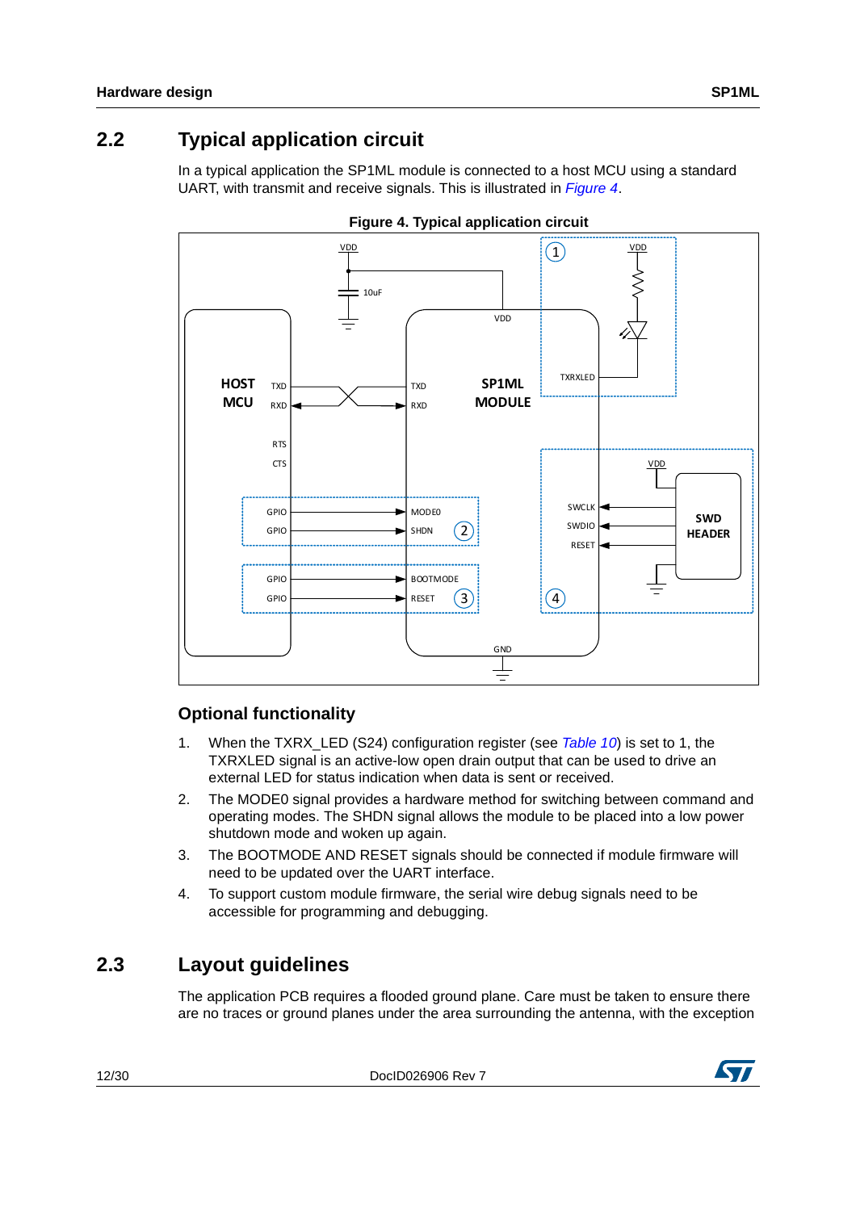## 2.2 Typical application circuit

In a typical application the SP1ML module is connected to a host MCU using a standard UART, with transmit and receive signals. This is illustrated in *Figure 4*.

**Figure 4. Typical application circuit**

### Optional functionality

1. When the TXRX_LED (S24) configuration register (see *Table 10*) is set to 1, the TXRXLED signal is an active-low open drain output that can be used to drive an external LED for status indication when data is sent or received.
2. The MODE0 signal provides a hardware method for switching between command and operating modes. The SHDN signal allows the module to be placed into a low power shutdown mode and woken up again.
3. The BOOTMODE AND RESET signals should be connected if module firmware will need to be updated over the UART interface.
4. To support custom module firmware, the serial wire debug signals need to be accessible for programming and debugging.

## 2.3 Layout guidelines

The application PCB requires a flooded ground plane. Care must be taken to ensure there are no traces or ground planes under the area surrounding the antenna, with the exception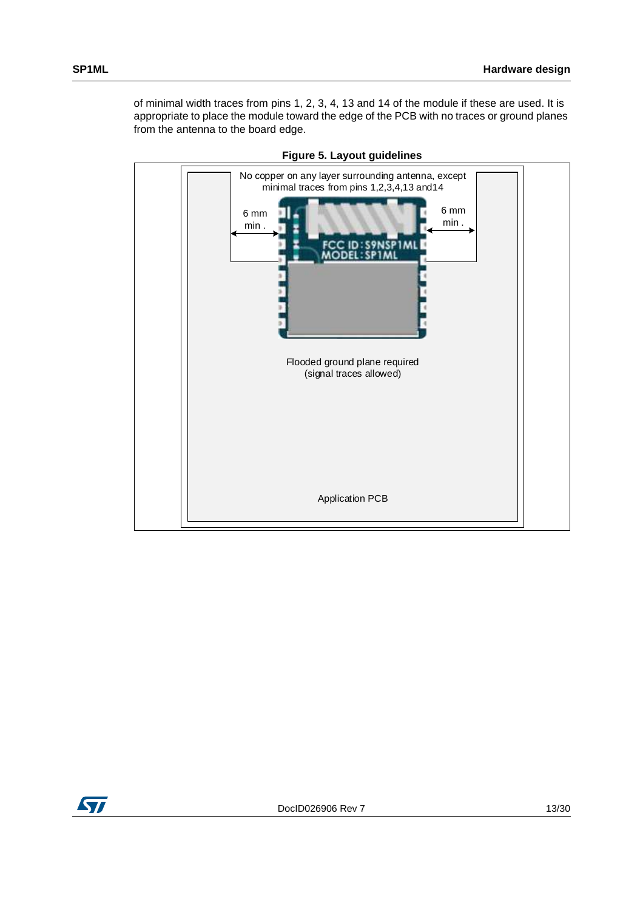of minimal width traces from pins 1, 2, 3, 4, 13 and 14 of the module if these are used. It is appropriate to place the module toward the edge of the PCB with no traces or ground planes from the antenna to the board edge.

**Figure 5. Layout guidelines**

No copper on any layer surrounding antenna, except minimal traces from pins 1,2,3,4,13 and14

6 mm min .

6 mm min .

FCC ID:S9NSP1ML
MODEL:SP1ML

Flooded ground plane required (signal traces allowed)

Application PCB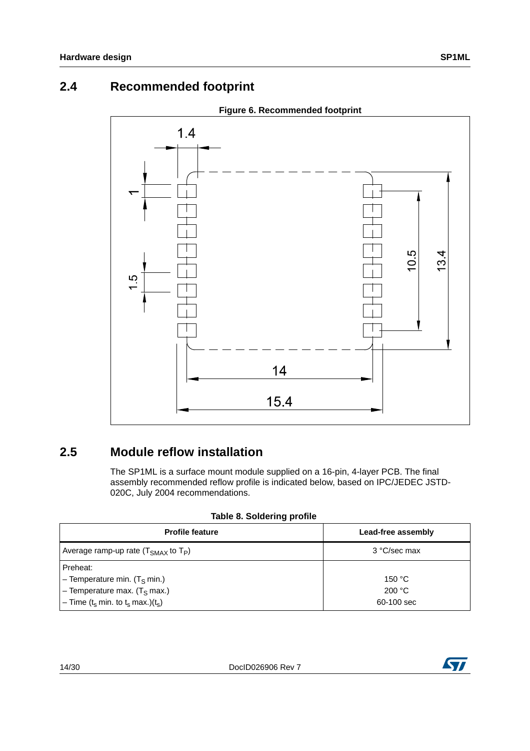## 2.4 Recommended footprint

**Figure 6. Recommended footprint**

## 2.5 Module reflow installation

The SP1ML is a surface mount module supplied on a 16-pin, 4-layer PCB. The final assembly recommended reflow profile is indicated below, based on IPC/JEDEC JSTD-020C, July 2004 recommendations.

**Table 8. Soldering profile**

| Profile feature | Lead-free assembly |
|---|---|
| Average ramp-up rate ($T_{SMAX}$ to $T_P$) | 3 °C/sec max |
| Preheat:<br>– Temperature min. ($T_S$ min.)<br>– Temperature max. ($T_S$ max.)<br>– Time ($t_s$ min. to $t_s$ max.)($t_s$) | <br>150 °C<br>200 °C<br>60-100 sec |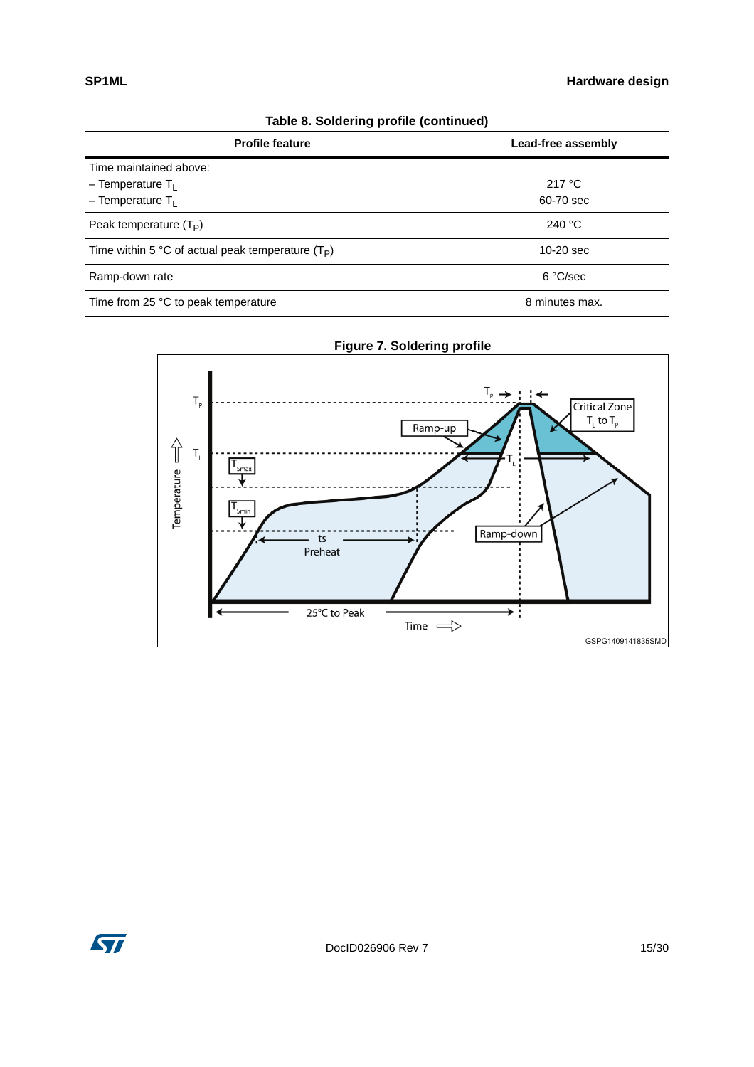Table 8. Soldering profile (continued)

| Profile feature | Lead-free assembly |
|---|---|
| Time maintained above:<br>– Temperature $T_L$<br>– Temperature $T_L$ | <br>217 °C<br>60-70 sec |
| Peak temperature ($T_P$) | 240 °C |
| Time within 5 °C of actual peak temperature ($T_P$) | 10-20 sec |
| Ramp-down rate | 6 °C/sec |
| Time from 25 °C to peak temperature | 8 minutes max. |

Figure 7. Soldering profile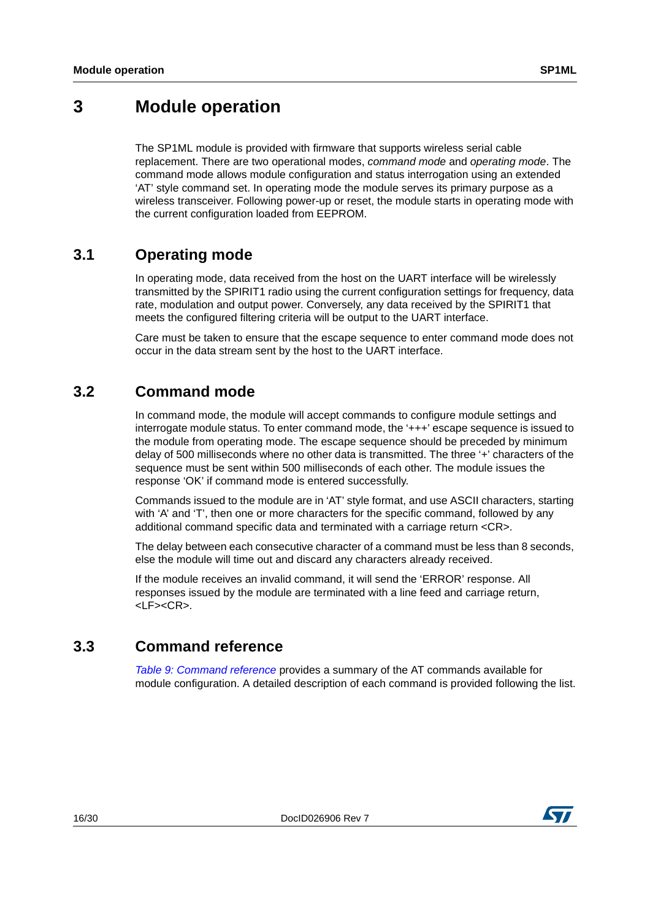# 3 Module operation

The SP1ML module is provided with firmware that supports wireless serial cable replacement. There are two operational modes, *command mode* and *operating mode*. The command mode allows module configuration and status interrogation using an extended 'AT' style command set. In operating mode the module serves its primary purpose as a wireless transceiver. Following power-up or reset, the module starts in operating mode with the current configuration loaded from EEPROM.

## 3.1 Operating mode

In operating mode, data received from the host on the UART interface will be wirelessly transmitted by the SPIRIT1 radio using the current configuration settings for frequency, data rate, modulation and output power. Conversely, any data received by the SPIRIT1 that meets the configured filtering criteria will be output to the UART interface.

Care must be taken to ensure that the escape sequence to enter command mode does not occur in the data stream sent by the host to the UART interface.

## 3.2 Command mode

In command mode, the module will accept commands to configure module settings and interrogate module status. To enter command mode, the '+++' escape sequence is issued to the module from operating mode. The escape sequence should be preceded by minimum delay of 500 milliseconds where no other data is transmitted. The three '+' characters of the sequence must be sent within 500 milliseconds of each other. The module issues the response 'OK' if command mode is entered successfully.

Commands issued to the module are in 'AT' style format, and use ASCII characters, starting with 'A' and 'T', then one or more characters for the specific command, followed by any additional command specific data and terminated with a carriage return <CR>.

The delay between each consecutive character of a command must be less than 8 seconds, else the module will time out and discard any characters already received.

If the module receives an invalid command, it will send the 'ERROR' response. All responses issued by the module are terminated with a line feed and carriage return, <LF><CR>.

## 3.3 Command reference

*Table 9: Command reference* provides a summary of the AT commands available for module configuration. A detailed description of each command is provided following the list.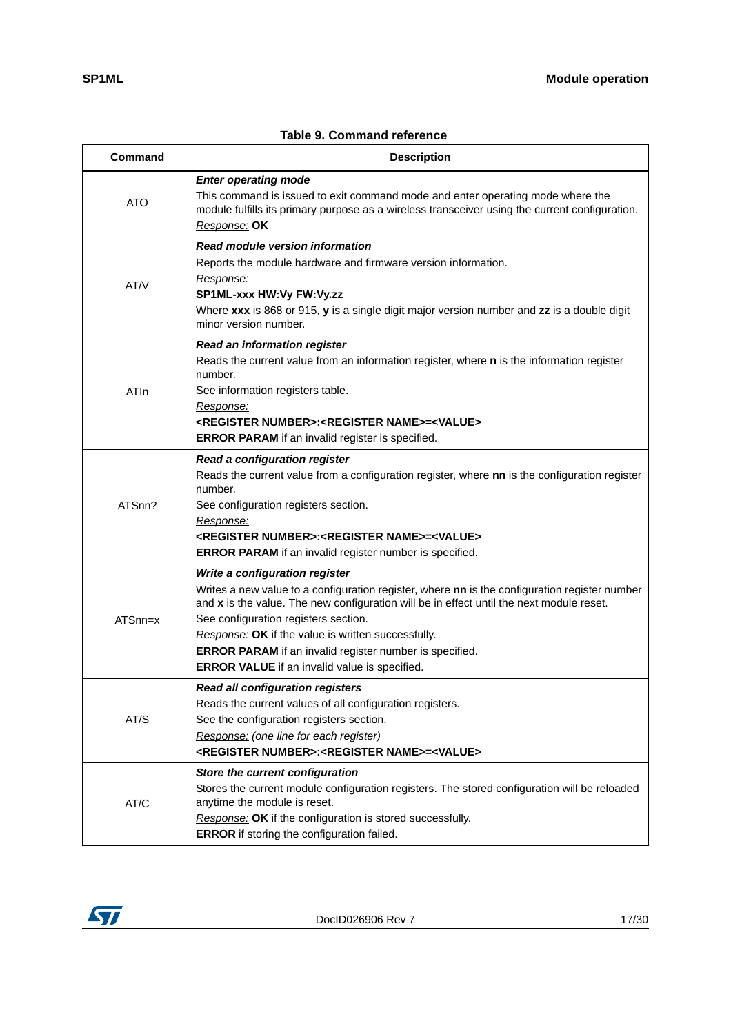**Table 9. Command reference**

| Command | Description |
|---|---|
| ATO | ***Enter operating mode***<br>This command is issued to exit command mode and enter operating mode where the module fulfills its primary purpose as a wireless transceiver using the current configuration.<br>*Response:* **OK** |
| AT/V | ***Read module version information***<br>Reports the module hardware and firmware version information.<br>*Response:*<br>**SP1ML-xxx HW:Vy FW:Vy.zz**<br>Where **xxx** is 868 or 915, **y** is a single digit major version number and **zz** is a double digit minor version number. |
| ATIn | ***Read an information register***<br>Reads the current value from an information register, where **n** is the information register number.<br>See information registers table.<br>*Response:*<br>**<REGISTER NUMBER>:<REGISTER NAME>=<VALUE>**<br>**ERROR PARAM** if an invalid register is specified. |
| ATSnn? | ***Read a configuration register***<br>Reads the current value from a configuration register, where **nn** is the configuration register number.<br>See configuration registers section.<br>*Response:*<br>**<REGISTER NUMBER>:<REGISTER NAME>=<VALUE>**<br>**ERROR PARAM** if an invalid register number is specified. |
| ATSnn=x | ***Write a configuration register***<br>Writes a new value to a configuration register, where **nn** is the configuration register number and **x** is the value. The new configuration will be in effect until the next module reset.<br>See configuration registers section.<br>*Response:* **OK** if the value is written successfully.<br>**ERROR PARAM** if an invalid register number is specified.<br>**ERROR VALUE** if an invalid value is specified. |
| AT/S | ***Read all configuration registers***<br>Reads the current values of all configuration registers.<br>See the configuration registers section.<br>*Response: (one line for each register)*<br>**<REGISTER NUMBER>:<REGISTER NAME>=<VALUE>** |
| AT/C | ***Store the current configuration***<br>Stores the current module configuration registers. The stored configuration will be reloaded anytime the module is reset.<br>*Response:* **OK** if the configuration is stored successfully.<br>**ERROR** if storing the configuration failed. |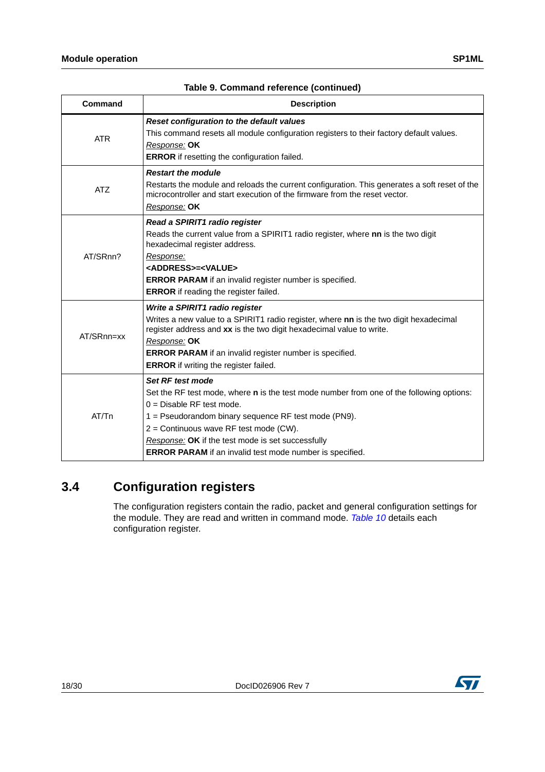**Table 9. Command reference (continued)**

| Command | Description |
|---|---|
| ATR | ***Reset configuration to the default values***<br>This command resets all module configuration registers to their factory default values.<br>*Response:* **OK**<br>**ERROR** if resetting the configuration failed. |
| ATZ | ***Restart the module***<br>Restarts the module and reloads the current configuration. This generates a soft reset of the microcontroller and start execution of the firmware from the reset vector.<br>*Response:* **OK** |
| AT/SRnn? | ***Read a SPIRIT1 radio register***<br>Reads the current value from a SPIRIT1 radio register, where **nn** is the two digit hexadecimal register address.<br>*Response:*<br>**<ADDRESS>=<VALUE>**<br>**ERROR PARAM** if an invalid register number is specified.<br>**ERROR** if reading the register failed. |
| AT/SRnn=xx | ***Write a SPIRIT1 radio register***<br>Writes a new value to a SPIRIT1 radio register, where **nn** is the two digit hexadecimal register address and **xx** is the two digit hexadecimal value to write.<br>*Response:* **OK**<br>**ERROR PARAM** if an invalid register number is specified.<br>**ERROR** if writing the register failed. |
| AT/Tn | ***Set RF test mode***<br>Set the RF test mode, where **n** is the test mode number from one of the following options:<br>0 = Disable RF test mode.<br>1 = Pseudorandom binary sequence RF test mode (PN9).<br>2 = Continuous wave RF test mode (CW).<br>*Response:* **OK** if the test mode is set successfully<br>**ERROR PARAM** if an invalid test mode number is specified. |

## 3.4 Configuration registers

The configuration registers contain the radio, packet and general configuration settings for the module. They are read and written in command mode. *Table 10* details each configuration register.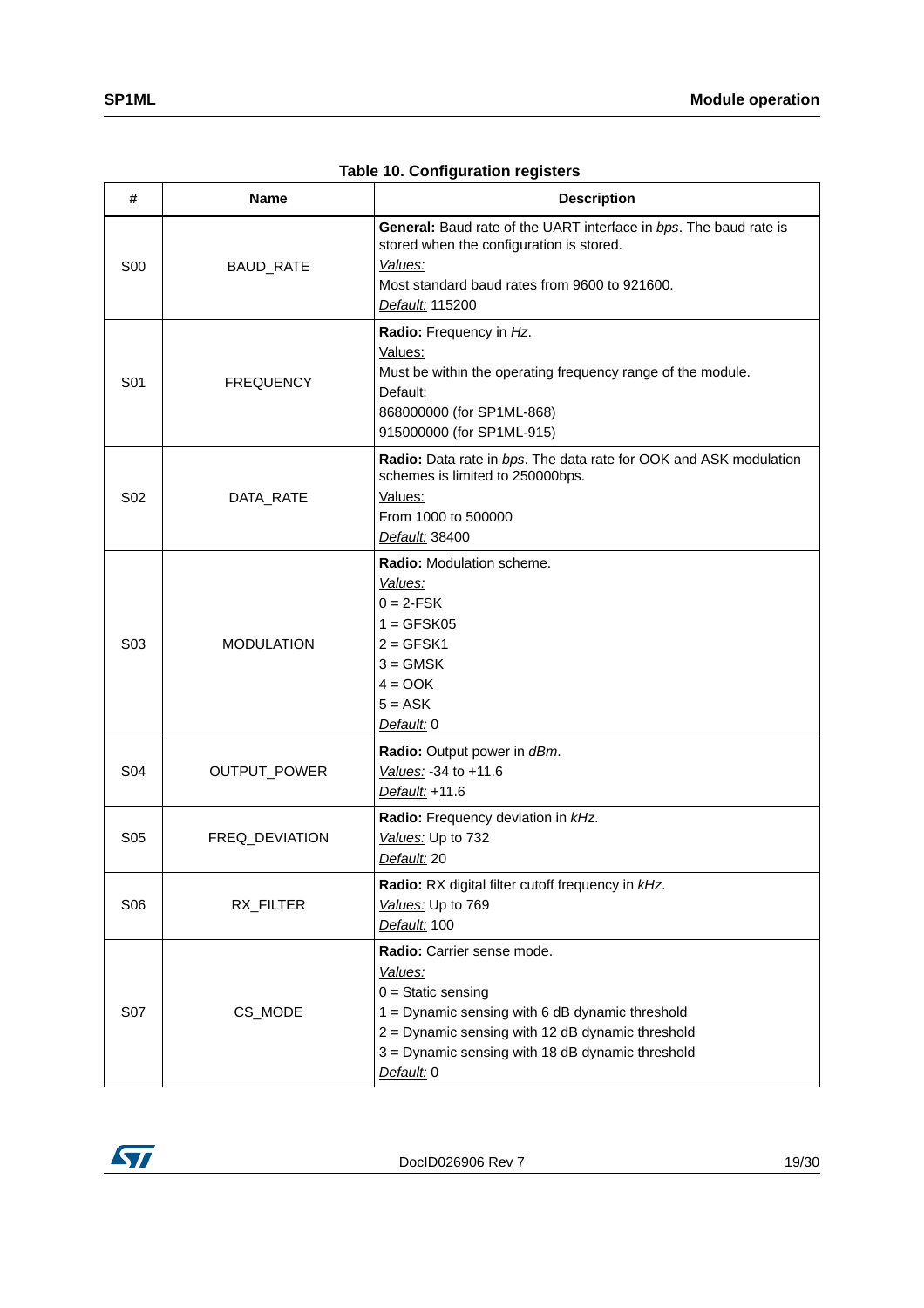**Table 10. Configuration registers**

| # | Name | Description |
|---|---|---|
| S00 | BAUD_RATE | **General:** Baud rate of the UART interface in *bps*. The baud rate is stored when the configuration is stored.<br>*Values:*<br>Most standard baud rates from 9600 to 921600.<br>*Default:* 115200 |
| S01 | FREQUENCY | **Radio:** Frequency in *Hz*.<br>Values:<br>Must be within the operating frequency range of the module.<br>Default:<br>868000000 (for SP1ML-868)<br>915000000 (for SP1ML-915) |
| S02 | DATA_RATE | **Radio:** Data rate in *bps*. The data rate for OOK and ASK modulation schemes is limited to 250000bps.<br>Values:<br>From 1000 to 500000<br>*Default:* 38400 |
| S03 | MODULATION | **Radio:** Modulation scheme.<br>*Values:*<br>0 = 2-FSK<br>1 = GFSK05<br>2 = GFSK1<br>3 = GMSK<br>4 = OOK<br>5 = ASK<br>*Default:* 0 |
| S04 | OUTPUT_POWER | **Radio:** Output power in *dBm*.<br>*Values:* -34 to +11.6<br>*Default:* +11.6 |
| S05 | FREQ_DEVIATION | **Radio:** Frequency deviation in *kHz*.<br>*Values:* Up to 732<br>*Default:* 20 |
| S06 | RX_FILTER | **Radio:** RX digital filter cutoff frequency in *kHz*.<br>*Values:* Up to 769<br>*Default:* 100 |
| S07 | CS_MODE | **Radio:** Carrier sense mode.<br>*Values:*<br>0 = Static sensing<br>1 = Dynamic sensing with 6 dB dynamic threshold<br>2 = Dynamic sensing with 12 dB dynamic threshold<br>3 = Dynamic sensing with 18 dB dynamic threshold<br>*Default:* 0 |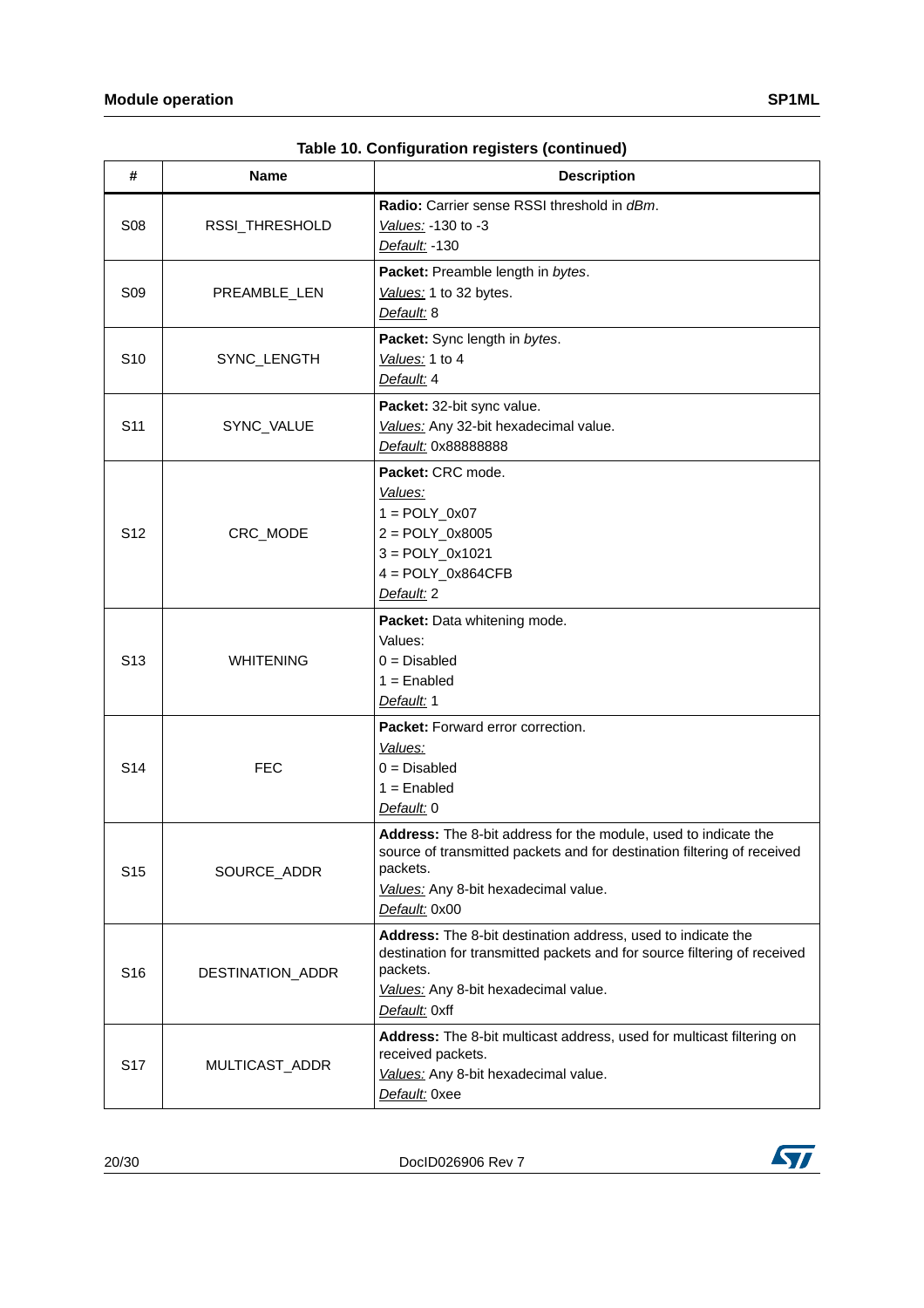**Table 10. Configuration registers (continued)**

| # | Name | Description |
|---|---|---|
| S08 | RSSI_THRESHOLD | **Radio:** Carrier sense RSSI threshold in *dBm*.<br>Values: -130 to -3<br>Default: -130 |
| S09 | PREAMBLE_LEN | **Packet:** Preamble length in *bytes*.<br>Values: 1 to 32 bytes.<br>Default: 8 |
| S10 | SYNC_LENGTH | **Packet:** Sync length in *bytes*.<br>Values: 1 to 4<br>Default: 4 |
| S11 | SYNC_VALUE | **Packet:** 32-bit sync value.<br>Values: Any 32-bit hexadecimal value.<br>Default: 0x88888888 |
| S12 | CRC_MODE | **Packet:** CRC mode.<br>Values:<br>1 = POLY_0x07<br>2 = POLY_0x8005<br>3 = POLY_0x1021<br>4 = POLY_0x864CFB<br>Default: 2 |
| S13 | WHITENING | **Packet:** Data whitening mode.<br>Values:<br>0 = Disabled<br>1 = Enabled<br>Default: 1 |
| S14 | FEC | **Packet:** Forward error correction.<br>Values:<br>0 = Disabled<br>1 = Enabled<br>Default: 0 |
| S15 | SOURCE_ADDR | **Address:** The 8-bit address for the module, used to indicate the source of transmitted packets and for destination filtering of received packets.<br>Values: Any 8-bit hexadecimal value.<br>Default: 0x00 |
| S16 | DESTINATION_ADDR | **Address:** The 8-bit destination address, used to indicate the destination for transmitted packets and for source filtering of received packets.<br>Values: Any 8-bit hexadecimal value.<br>Default: 0xff |
| S17 | MULTICAST_ADDR | **Address:** The 8-bit multicast address, used for multicast filtering on received packets.<br>Values: Any 8-bit hexadecimal value.<br>Default: 0xee |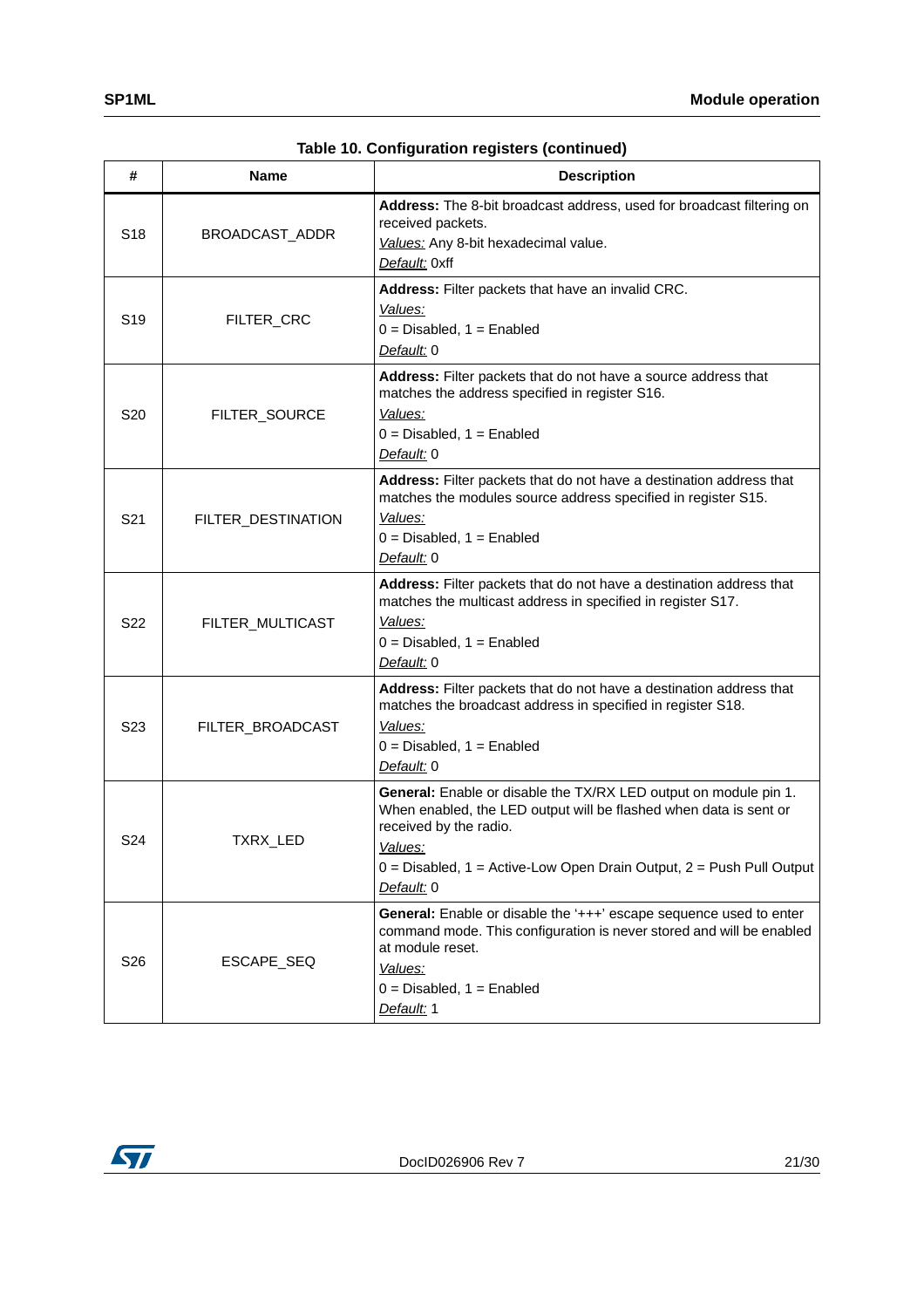**Table 10. Configuration registers (continued)**

| # | Name | Description |
|---|---|---|
| S18 | BROADCAST_ADDR | **Address:** The 8-bit broadcast address, used for broadcast filtering on received packets.<br>*Values:* Any 8-bit hexadecimal value.<br>*Default:* 0xff |
| S19 | FILTER_CRC | **Address:** Filter packets that have an invalid CRC.<br>*Values:*<br>0 = Disabled, 1 = Enabled<br>*Default:* 0 |
| S20 | FILTER_SOURCE | **Address:** Filter packets that do not have a source address that matches the address specified in register S16.<br>*Values:*<br>0 = Disabled, 1 = Enabled<br>*Default:* 0 |
| S21 | FILTER_DESTINATION | **Address:** Filter packets that do not have a destination address that matches the modules source address specified in register S15.<br>*Values:*<br>0 = Disabled, 1 = Enabled<br>*Default:* 0 |
| S22 | FILTER_MULTICAST | **Address:** Filter packets that do not have a destination address that matches the multicast address in specified in register S17.<br>*Values:*<br>0 = Disabled, 1 = Enabled<br>*Default:* 0 |
| S23 | FILTER_BROADCAST | **Address:** Filter packets that do not have a destination address that matches the broadcast address in specified in register S18.<br>*Values:*<br>0 = Disabled, 1 = Enabled<br>*Default:* 0 |
| S24 | TXRX_LED | **General:** Enable or disable the TX/RX LED output on module pin 1. When enabled, the LED output will be flashed when data is sent or received by the radio.<br>*Values:*<br>0 = Disabled, 1 = Active-Low Open Drain Output, 2 = Push Pull Output<br>*Default:* 0 |
| S26 | ESCAPE_SEQ | **General:** Enable or disable the '+++' escape sequence used to enter command mode. This configuration is never stored and will be enabled at module reset.<br>*Values:*<br>0 = Disabled, 1 = Enabled<br>*Default:* 1 |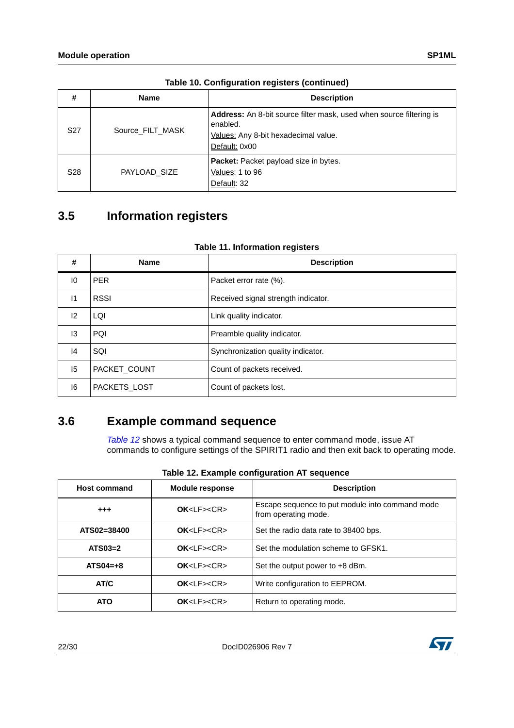**Table 10. Configuration registers (continued)**

| # | Name | Description |
|---|---|---|
| S27 | Source_FILT_MASK | **Address:** An 8-bit source filter mask, used when source filtering is enabled.<br>Values: Any 8-bit hexadecimal value.<br>Default: 0x00 |
| S28 | PAYLOAD_SIZE | **Packet:** Packet payload size in bytes.<br>Values: 1 to 96<br>Default: 32 |

## 3.5 Information registers

**Table 11. Information registers**

| # | Name | Description |
|---|---|---|
| I0 | PER | Packet error rate (%). |
| I1 | RSSI | Received signal strength indicator. |
| I2 | LQI | Link quality indicator. |
| I3 | PQI | Preamble quality indicator. |
| I4 | SQI | Synchronization quality indicator. |
| I5 | PACKET_COUNT | Count of packets received. |
| I6 | PACKETS_LOST | Count of packets lost. |

## 3.6 Example command sequence

*Table 12* shows a typical command sequence to enter command mode, issue AT commands to configure settings of the SPIRIT1 radio and then exit back to operating mode.

**Table 12. Example configuration AT sequence**

| Host command | Module response | Description |
|---|---|---|
| **+++** | **OK**<LF><CR> | Escape sequence to put module into command mode from operating mode. |
| **ATS02=38400** | **OK**<LF><CR> | Set the radio data rate to 38400 bps. |
| **ATS03=2** | **OK**<LF><CR> | Set the modulation scheme to GFSK1. |
| **ATS04=+8** | **OK**<LF><CR> | Set the output power to +8 dBm. |
| **AT/C** | **OK**<LF><CR> | Write configuration to EEPROM. |
| **ATO** | **OK**<LF><CR> | Return to operating mode. |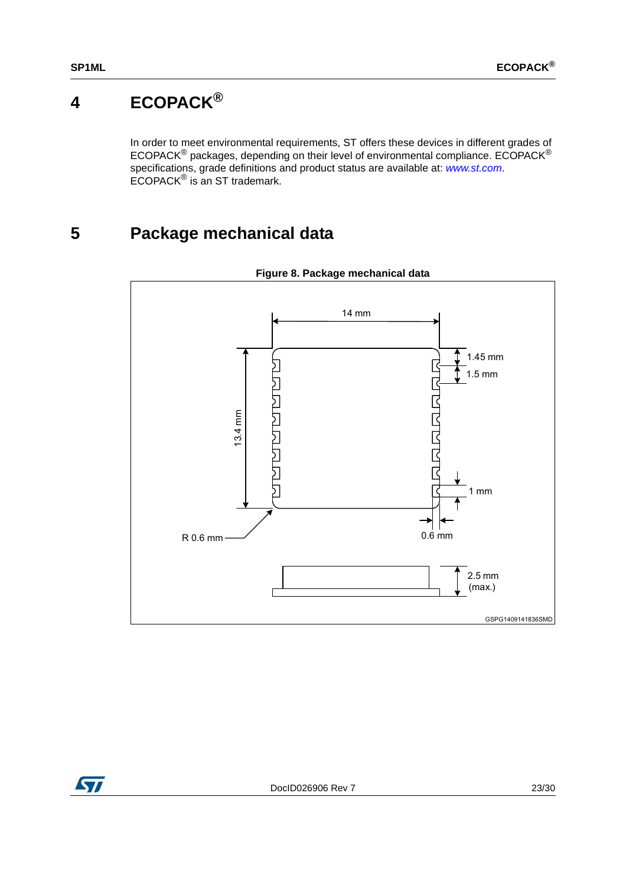# 4 ECOPACK®

In order to meet environmental requirements, ST offers these devices in different grades of ECOPACK® packages, depending on their level of environmental compliance. ECOPACK® specifications, grade definitions and product status are available at: *www.st.com*. ECOPACK® is an ST trademark.

# 5 Package mechanical data

**Figure 8. Package mechanical data**

14 mm

1.45 mm

1.5 mm

13.4 mm

1 mm

R 0.6 mm

0.6 mm

2.5 mm (max.)

GSPG1409141836SMD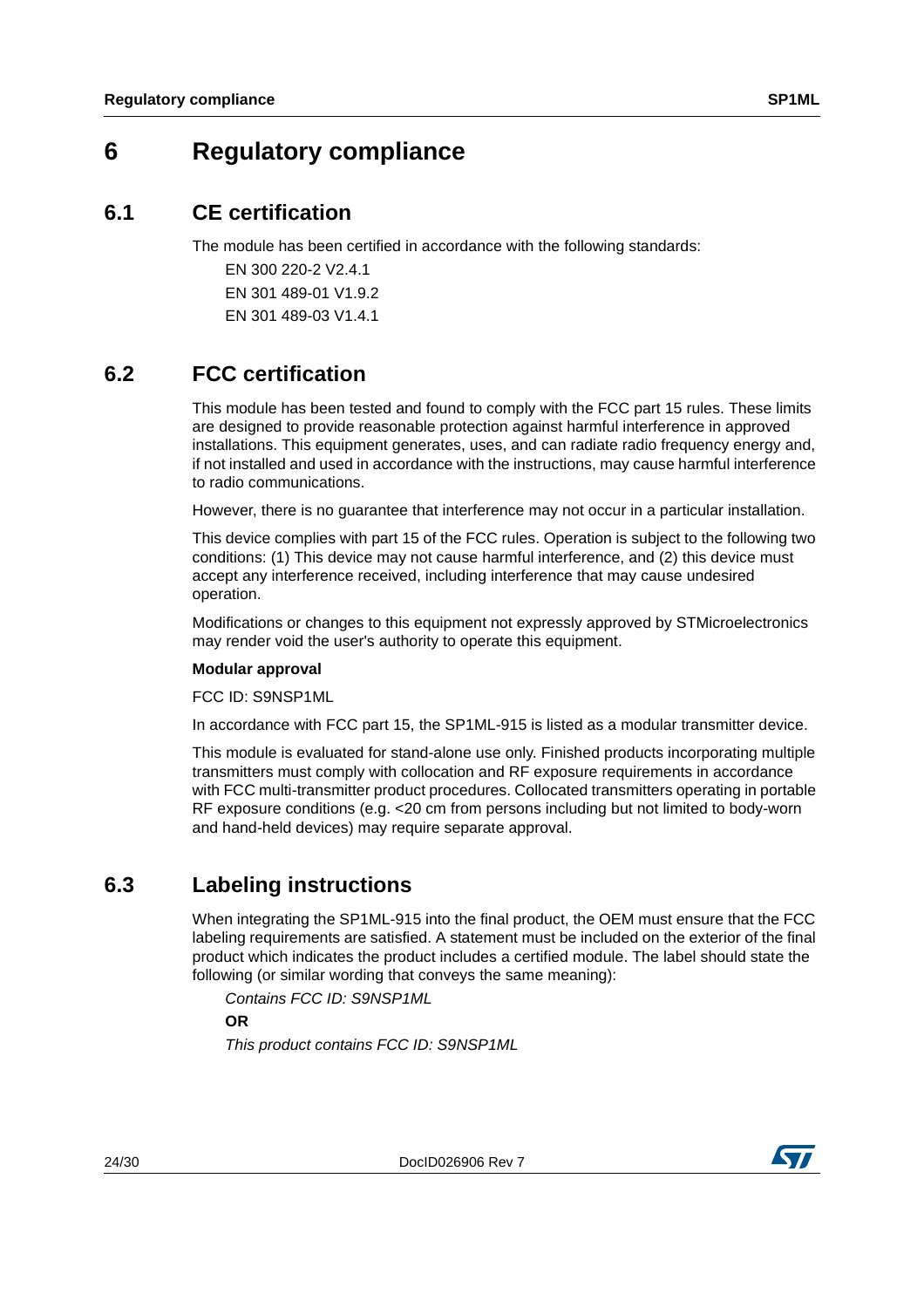# 6 Regulatory compliance

## 6.1 CE certification

The module has been certified in accordance with the following standards:

EN 300 220-2 V2.4.1

EN 301 489-01 V1.9.2

EN 301 489-03 V1.4.1

## 6.2 FCC certification

This module has been tested and found to comply with the FCC part 15 rules. These limits are designed to provide reasonable protection against harmful interference in approved installations. This equipment generates, uses, and can radiate radio frequency energy and, if not installed and used in accordance with the instructions, may cause harmful interference to radio communications.

However, there is no guarantee that interference may not occur in a particular installation.

This device complies with part 15 of the FCC rules. Operation is subject to the following two conditions: (1) This device may not cause harmful interference, and (2) this device must accept any interference received, including interference that may cause undesired operation.

Modifications or changes to this equipment not expressly approved by STMicroelectronics may render void the user's authority to operate this equipment.

**Modular approval**

FCC ID: S9NSP1ML

In accordance with FCC part 15, the SP1ML-915 is listed as a modular transmitter device.

This module is evaluated for stand-alone use only. Finished products incorporating multiple transmitters must comply with collocation and RF exposure requirements in accordance with FCC multi-transmitter product procedures. Collocated transmitters operating in portable RF exposure conditions (e.g. <20 cm from persons including but not limited to body-worn and hand-held devices) may require separate approval.

## 6.3 Labeling instructions

When integrating the SP1ML-915 into the final product, the OEM must ensure that the FCC labeling requirements are satisfied. A statement must be included on the exterior of the final product which indicates the product includes a certified module. The label should state the following (or similar wording that conveys the same meaning):

*Contains FCC ID: S9NSP1ML*

**OR**

*This product contains FCC ID: S9NSP1ML*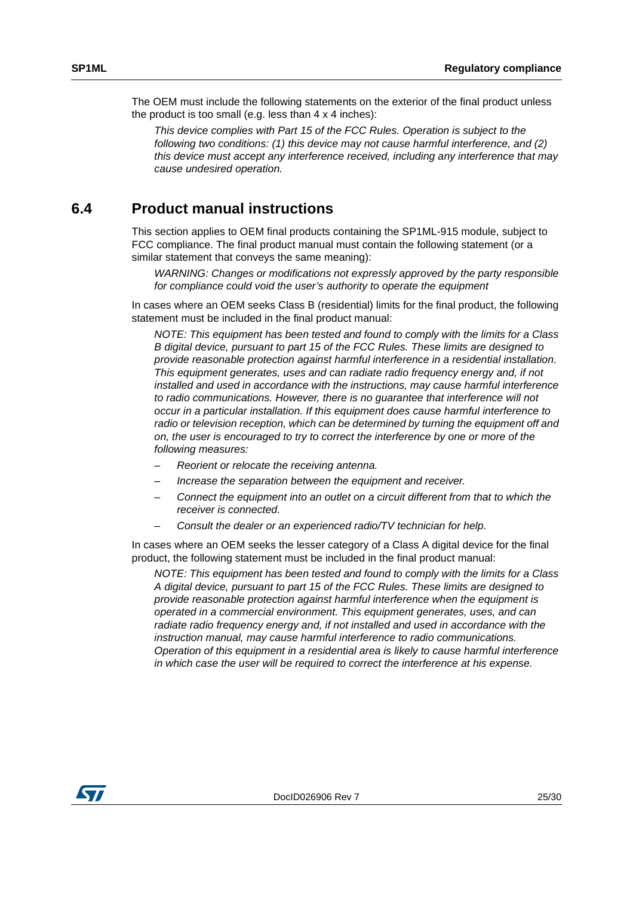The OEM must include the following statements on the exterior of the final product unless the product is too small (e.g. less than 4 x 4 inches):

*This device complies with Part 15 of the FCC Rules. Operation is subject to the following two conditions: (1) this device may not cause harmful interference, and (2) this device must accept any interference received, including any interference that may cause undesired operation.*

## 6.4 Product manual instructions

This section applies to OEM final products containing the SP1ML-915 module, subject to FCC compliance. The final product manual must contain the following statement (or a similar statement that conveys the same meaning):

*WARNING: Changes or modifications not expressly approved by the party responsible for compliance could void the user's authority to operate the equipment*

In cases where an OEM seeks Class B (residential) limits for the final product, the following statement must be included in the final product manual:

*NOTE: This equipment has been tested and found to comply with the limits for a Class B digital device, pursuant to part 15 of the FCC Rules. These limits are designed to provide reasonable protection against harmful interference in a residential installation. This equipment generates, uses and can radiate radio frequency energy and, if not installed and used in accordance with the instructions, may cause harmful interference to radio communications. However, there is no guarantee that interference will not occur in a particular installation. If this equipment does cause harmful interference to radio or television reception, which can be determined by turning the equipment off and on, the user is encouraged to try to correct the interference by one or more of the following measures:*

- *Reorient or relocate the receiving antenna.*
- *Increase the separation between the equipment and receiver.*
- *Connect the equipment into an outlet on a circuit different from that to which the receiver is connected.*
- *Consult the dealer or an experienced radio/TV technician for help.*

In cases where an OEM seeks the lesser category of a Class A digital device for the final product, the following statement must be included in the final product manual:

*NOTE: This equipment has been tested and found to comply with the limits for a Class A digital device, pursuant to part 15 of the FCC Rules. These limits are designed to provide reasonable protection against harmful interference when the equipment is operated in a commercial environment. This equipment generates, uses, and can radiate radio frequency energy and, if not installed and used in accordance with the instruction manual, may cause harmful interference to radio communications. Operation of this equipment in a residential area is likely to cause harmful interference in which case the user will be required to correct the interference at his expense.*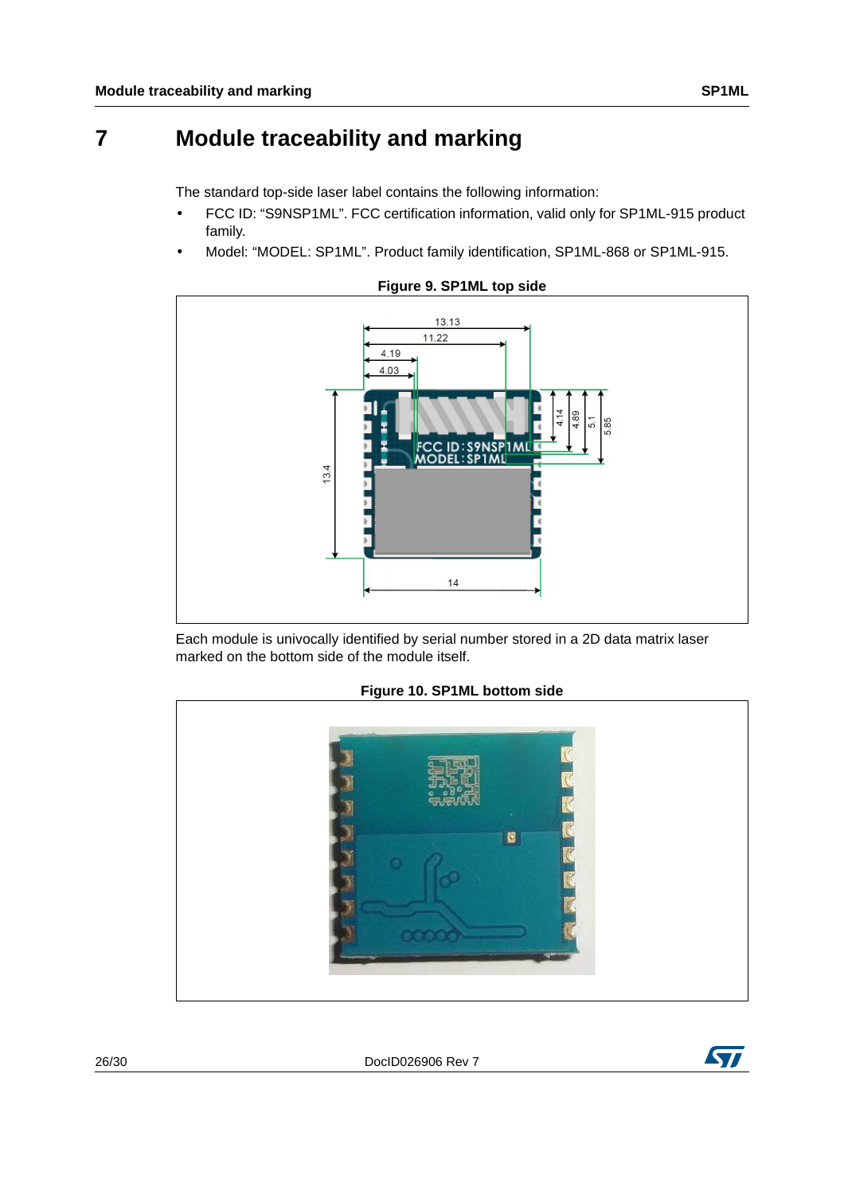# 7 Module traceability and marking

The standard top-side laser label contains the following information:

- FCC ID: “S9NSP1ML”. FCC certification information, valid only for SP1ML-915 product family.
- Model: “MODEL: SP1ML”. Product family identification, SP1ML-868 or SP1ML-915.

**Figure 9. SP1ML top side**

Each module is univocally identified by serial number stored in a 2D data matrix laser marked on the bottom side of the module itself.

**Figure 10. SP1ML bottom side**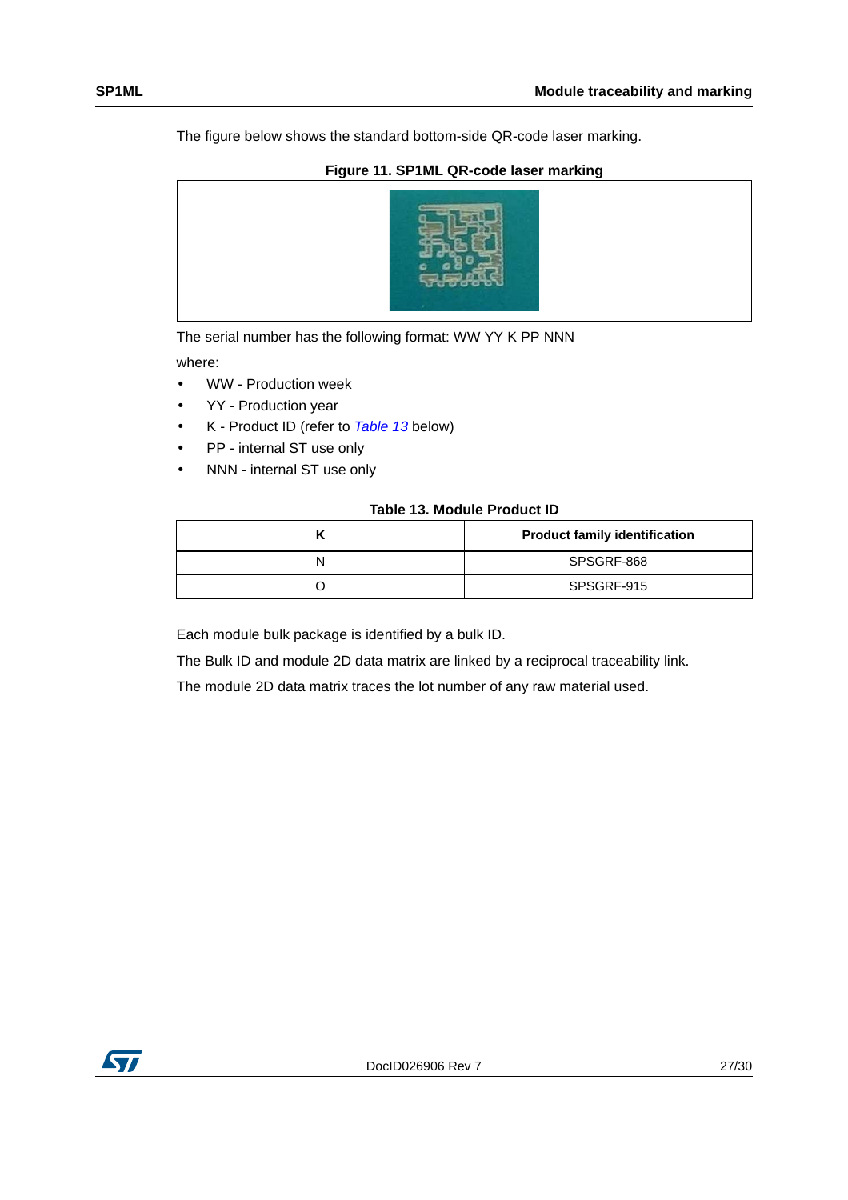The figure below shows the standard bottom-side QR-code laser marking.

**Figure 11. SP1ML QR-code laser marking**

The serial number has the following format: WW YY K PP NNN

where:

- WW - Production week
- YY - Production year
- K - Product ID (refer to *Table 13* below)
- PP - internal ST use only
- NNN - internal ST use only

**Table 13. Module Product ID**

| K | Product family identification |
|---|---|
| N | SPSGRF-868 |
| O | SPSGRF-915 |

Each module bulk package is identified by a bulk ID.

The Bulk ID and module 2D data matrix are linked by a reciprocal traceability link.

The module 2D data matrix traces the lot number of any raw material used.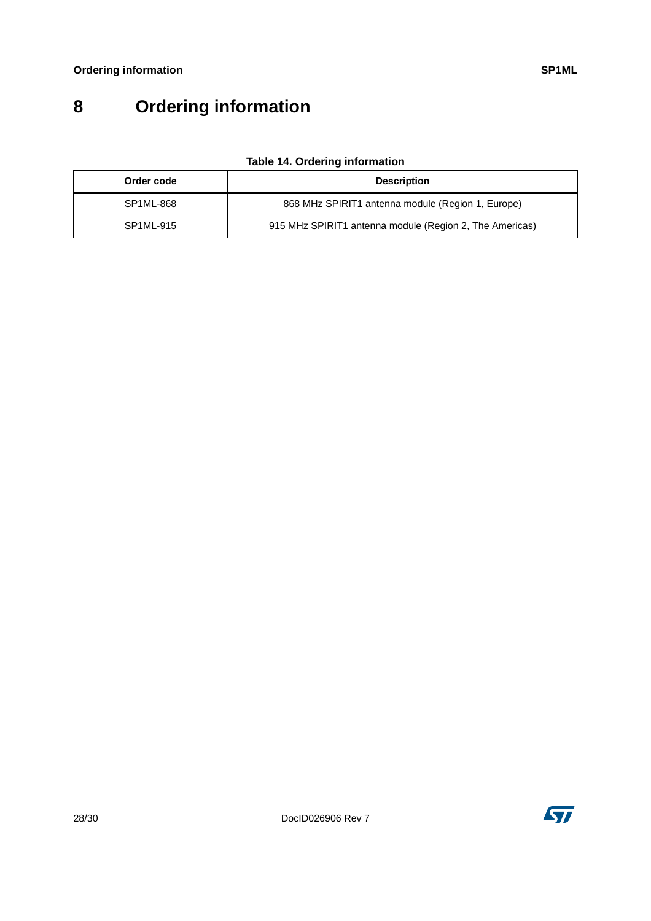# 8 Ordering information

**Table 14. Ordering information**

| Order code | Description |
| --- | --- |
| SP1ML-868 | 868 MHz SPIRIT1 antenna module (Region 1, Europe) |
| SP1ML-915 | 915 MHz SPIRIT1 antenna module (Region 2, The Americas) |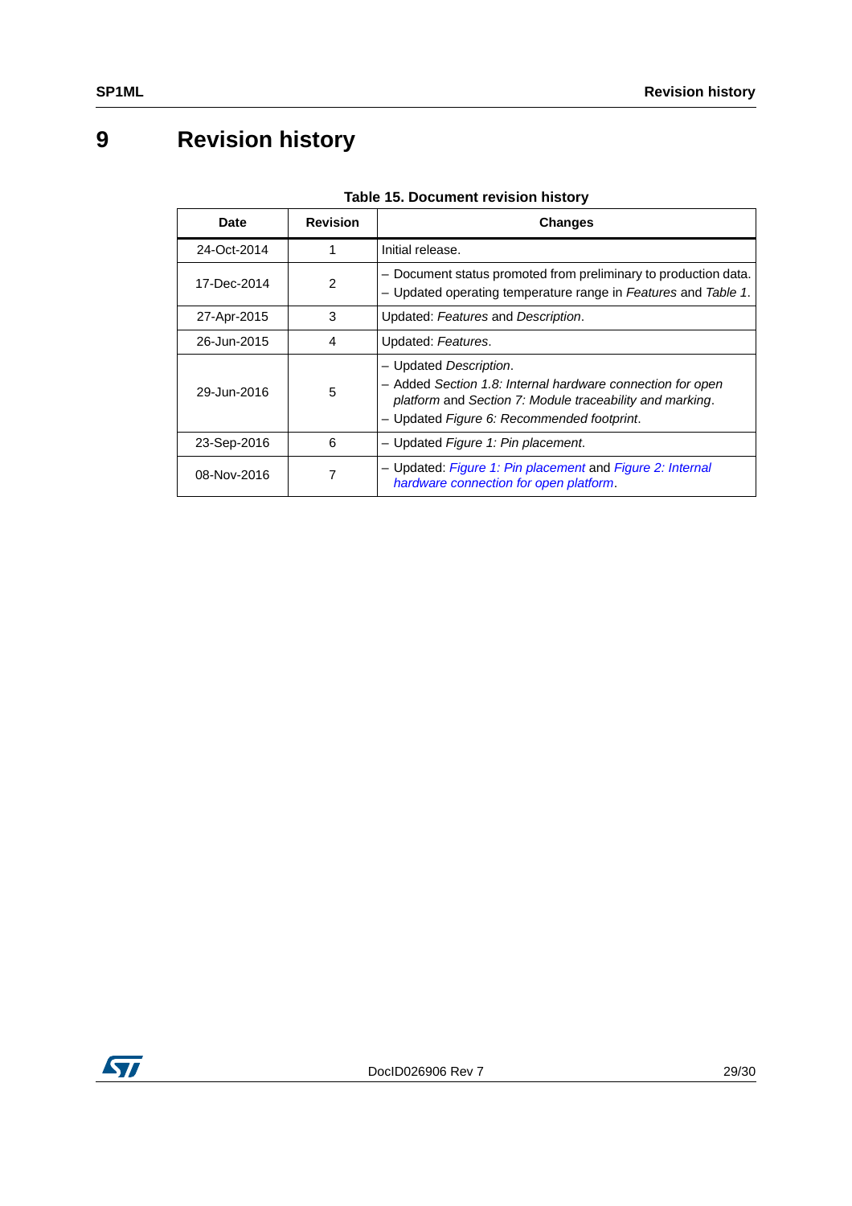# 9 Revision history

**Table 15. Document revision history**

| Date | Revision | Changes |
|---|---|---|
| 24-Oct-2014 | 1 | Initial release. |
| 17-Dec-2014 | 2 | – Document status promoted from preliminary to production data.<br>– Updated operating temperature range in *Features* and *Table 1*. |
| 27-Apr-2015 | 3 | Updated: *Features* and *Description*. |
| 26-Jun-2015 | 4 | Updated: *Features*. |
| 29-Jun-2016 | 5 | – Updated *Description*.<br>– Added *Section 1.8: Internal hardware connection for open platform* and *Section 7: Module traceability and marking*.<br>– Updated *Figure 6: Recommended footprint*. |
| 23-Sep-2016 | 6 | – Updated *Figure 1: Pin placement*. |
| 08-Nov-2016 | 7 | – Updated: *Figure 1: Pin placement* and *Figure 2: Internal hardware connection for open platform*. |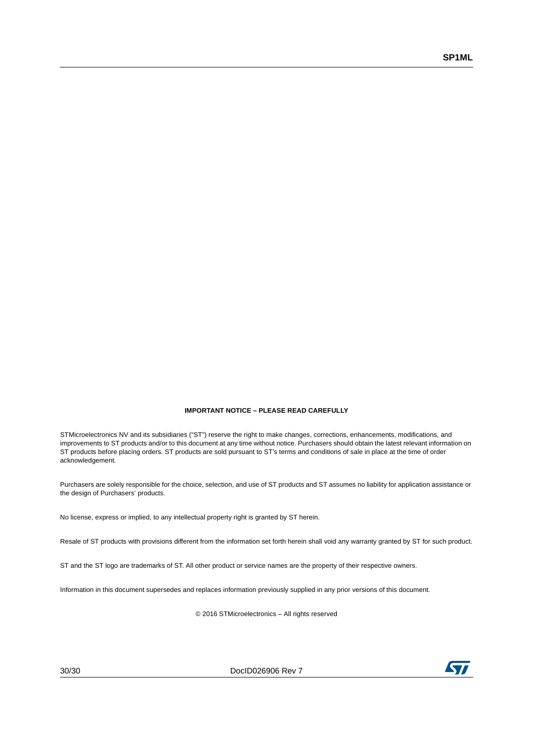**IMPORTANT NOTICE – PLEASE READ CAREFULLY**

STMicroelectronics NV and its subsidiaries (“ST”) reserve the right to make changes, corrections, enhancements, modifications, and improvements to ST products and/or to this document at any time without notice. Purchasers should obtain the latest relevant information on ST products before placing orders. ST products are sold pursuant to ST’s terms and conditions of sale in place at the time of order acknowledgement.

Purchasers are solely responsible for the choice, selection, and use of ST products and ST assumes no liability for application assistance or the design of Purchasers’ products.

No license, express or implied, to any intellectual property right is granted by ST herein.

Resale of ST products with provisions different from the information set forth herein shall void any warranty granted by ST for such product.

ST and the ST logo are trademarks of ST. All other product or service names are the property of their respective owners.

Information in this document supersedes and replaces information previously supplied in any prior versions of this document.

© 2016 STMicroelectronics – All rights reserved